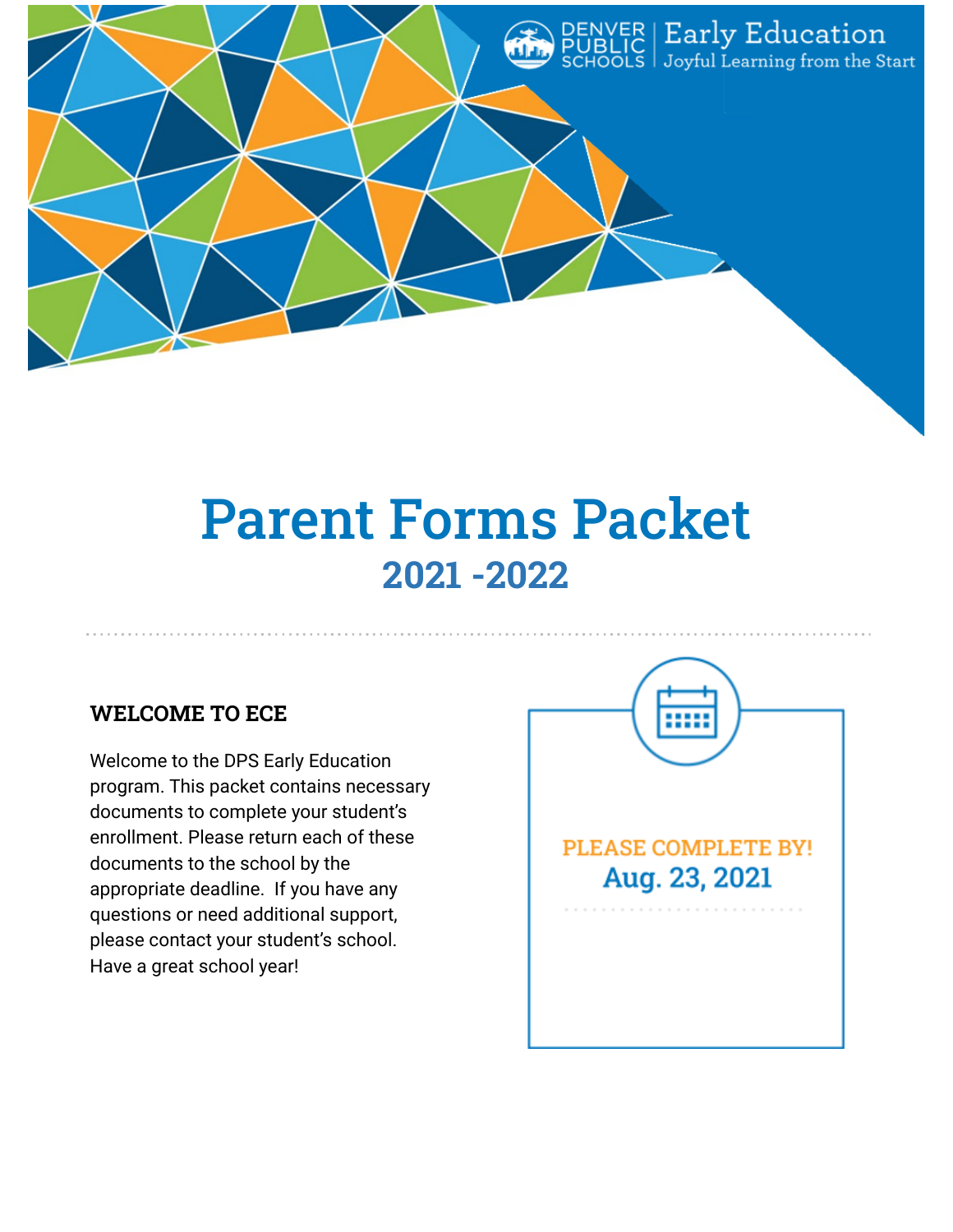Denver Public Schools | Early Education
Joyful Learning from the Start

# Parent Forms Packet

## 2021 -2022

### WELCOME TO ECE

Welcome to the DPS Early Education program. This packet contains necessary documents to complete your student's enrollment. Please return each of these documents to the school by the appropriate deadline. If you have any questions or need additional support, please contact your student's school. Have a great school year!

**PLEASE COMPLETE BY!**

**Aug. 23, 2021**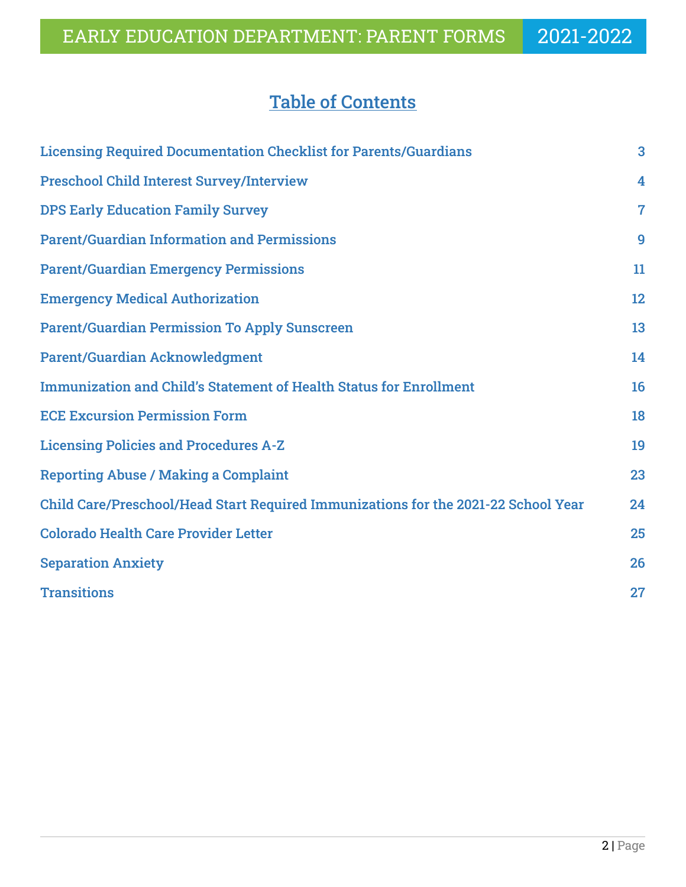# Table of Contents

| | |
|---|---|
| Licensing Required Documentation Checklist for Parents/Guardians | 3 |
| Preschool Child Interest Survey/Interview | 4 |
| DPS Early Education Family Survey | 7 |
| Parent/Guardian Information and Permissions | 9 |
| Parent/Guardian Emergency Permissions | 11 |
| Emergency Medical Authorization | 12 |
| Parent/Guardian Permission To Apply Sunscreen | 13 |
| Parent/Guardian Acknowledgment | 14 |
| Immunization and Child's Statement of Health Status for Enrollment | 16 |
| ECE Excursion Permission Form | 18 |
| Licensing Policies and Procedures A-Z | 19 |
| Reporting Abuse / Making a Complaint | 23 |
| Child Care/Preschool/Head Start Required Immunizations for the 2021-22 School Year | 24 |
| Colorado Health Care Provider Letter | 25 |
| Separation Anxiety | 26 |
| Transitions | 27 |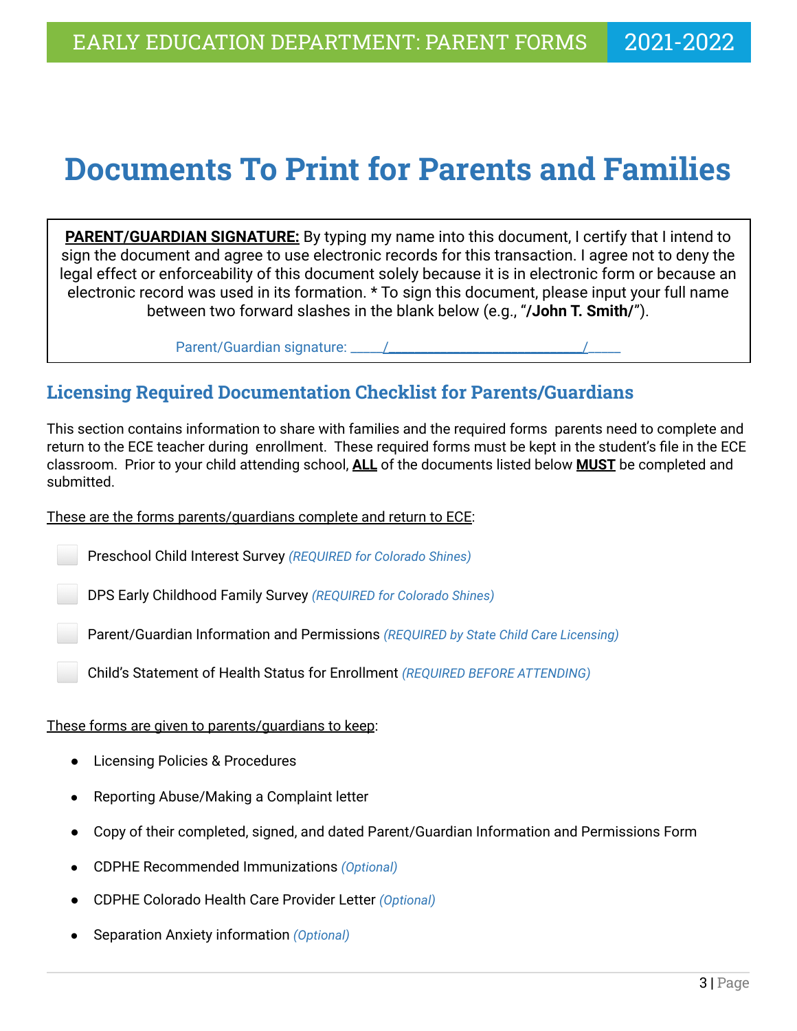# Documents To Print for Parents and Families

**<u>PARENT/GUARDIAN SIGNATURE:</u>** By typing my name into this document, I certify that I intend to sign the document and agree to use electronic records for this transaction. I agree not to deny the legal effect or enforceability of this document solely because it is in electronic form or because an electronic record was used in its formation. * To sign this document, please input your full name between two forward slashes in the blank below (e.g., "**/John T. Smith/**").

Parent/Guardian signature: _____/___________________________/_____

## Licensing Required Documentation Checklist for Parents/Guardians

This section contains information to share with families and the required forms parents need to complete and return to the ECE teacher during enrollment. These required forms must be kept in the student's file in the ECE classroom. Prior to your child attending school, **<u>ALL</u>** of the documents listed below **<u>MUST</u>** be completed and submitted.

<u>These are the forms parents/guardians complete and return to ECE</u>:

- [ ] Preschool Child Interest Survey *(REQUIRED for Colorado Shines)*
- [ ] DPS Early Childhood Family Survey *(REQUIRED for Colorado Shines)*
- [ ] Parent/Guardian Information and Permissions *(REQUIRED by State Child Care Licensing)*
- [ ] Child's Statement of Health Status for Enrollment *(REQUIRED BEFORE ATTENDING)*

<u>These forms are given to parents/guardians to keep</u>:

- Licensing Policies & Procedures
- Reporting Abuse/Making a Complaint letter
- Copy of their completed, signed, and dated Parent/Guardian Information and Permissions Form
- CDPHE Recommended Immunizations *(Optional)*
- CDPHE Colorado Health Care Provider Letter *(Optional)*
- Separation Anxiety information *(Optional)*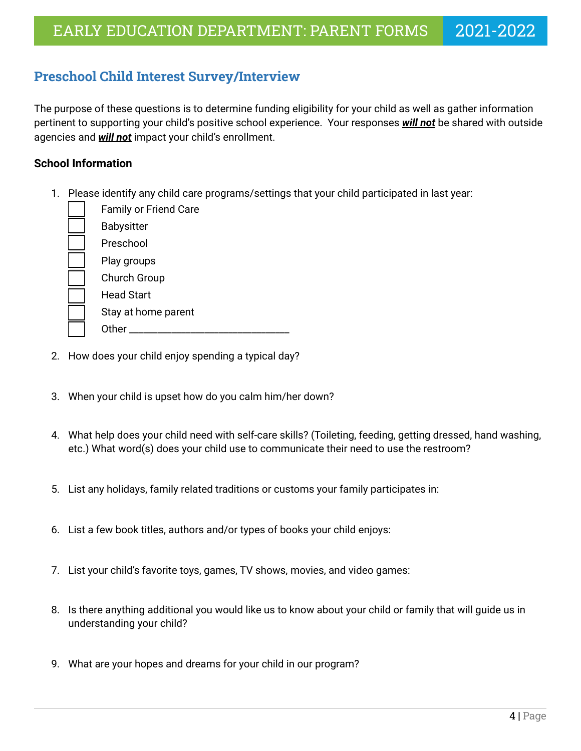## Preschool Child Interest Survey/Interview

The purpose of these questions is to determine funding eligibility for your child as well as gather information pertinent to supporting your child's positive school experience. Your responses ***will not*** be shared with outside agencies and ***will not*** impact your child's enrollment.

### School Information

1. Please identify any child care programs/settings that your child participated in last year:
   - [ ] Family or Friend Care
   - [ ] Babysitter
   - [ ] Preschool
   - [ ] Play groups
   - [ ] Church Group
   - [ ] Head Start
   - [ ] Stay at home parent
   - [ ] Other ______________________________

2. How does your child enjoy spending a typical day?

3. When your child is upset how do you calm him/her down?

4. What help does your child need with self-care skills? (Toileting, feeding, getting dressed, hand washing, etc.) What word(s) does your child use to communicate their need to use the restroom?

5. List any holidays, family related traditions or customs your family participates in:

6. List a few book titles, authors and/or types of books your child enjoys:

7. List your child's favorite toys, games, TV shows, movies, and video games:

8. Is there anything additional you would like us to know about your child or family that will guide us in understanding your child?

9. What are your hopes and dreams for your child in our program?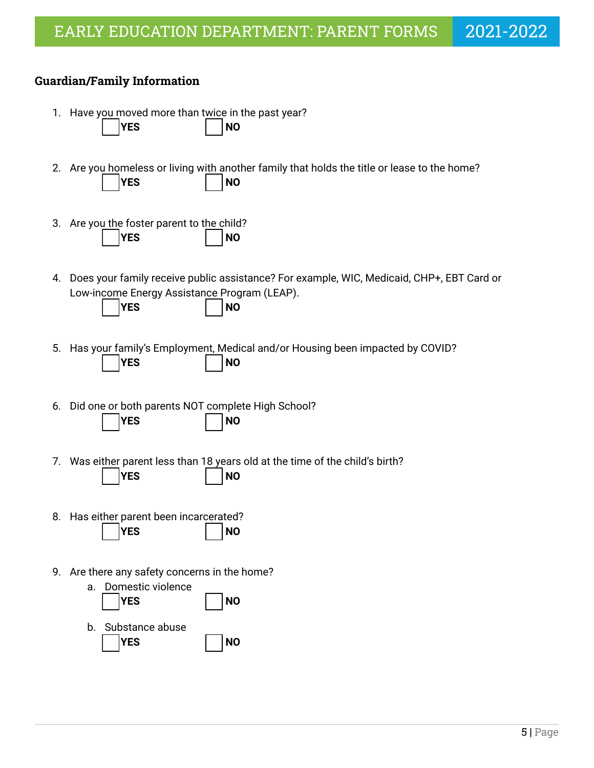## Guardian/Family Information

1. Have you moved more than twice in the past year?
   - ☐ **YES**
   - ☐ **NO**

2. Are you homeless or living with another family that holds the title or lease to the home?
   - ☐ **YES**
   - ☐ **NO**

3. Are you the foster parent to the child?
   - ☐ **YES**
   - ☐ **NO**

4. Does your family receive public assistance? For example, WIC, Medicaid, CHP+, EBT Card or Low-income Energy Assistance Program (LEAP).
   - ☐ **YES**
   - ☐ **NO**

5. Has your family's Employment, Medical and/or Housing been impacted by COVID?
   - ☐ **YES**
   - ☐ **NO**

6. Did one or both parents NOT complete High School?
   - ☐ **YES**
   - ☐ **NO**

7. Was either parent less than 18 years old at the time of the child's birth?
   - ☐ **YES**
   - ☐ **NO**

8. Has either parent been incarcerated?
   - ☐ **YES**
   - ☐ **NO**

9. Are there any safety concerns in the home?
   1. Domestic violence
      - ☐ **YES**
      - ☐ **NO**
   2. Substance abuse
      - ☐ **YES**
      - ☐ **NO**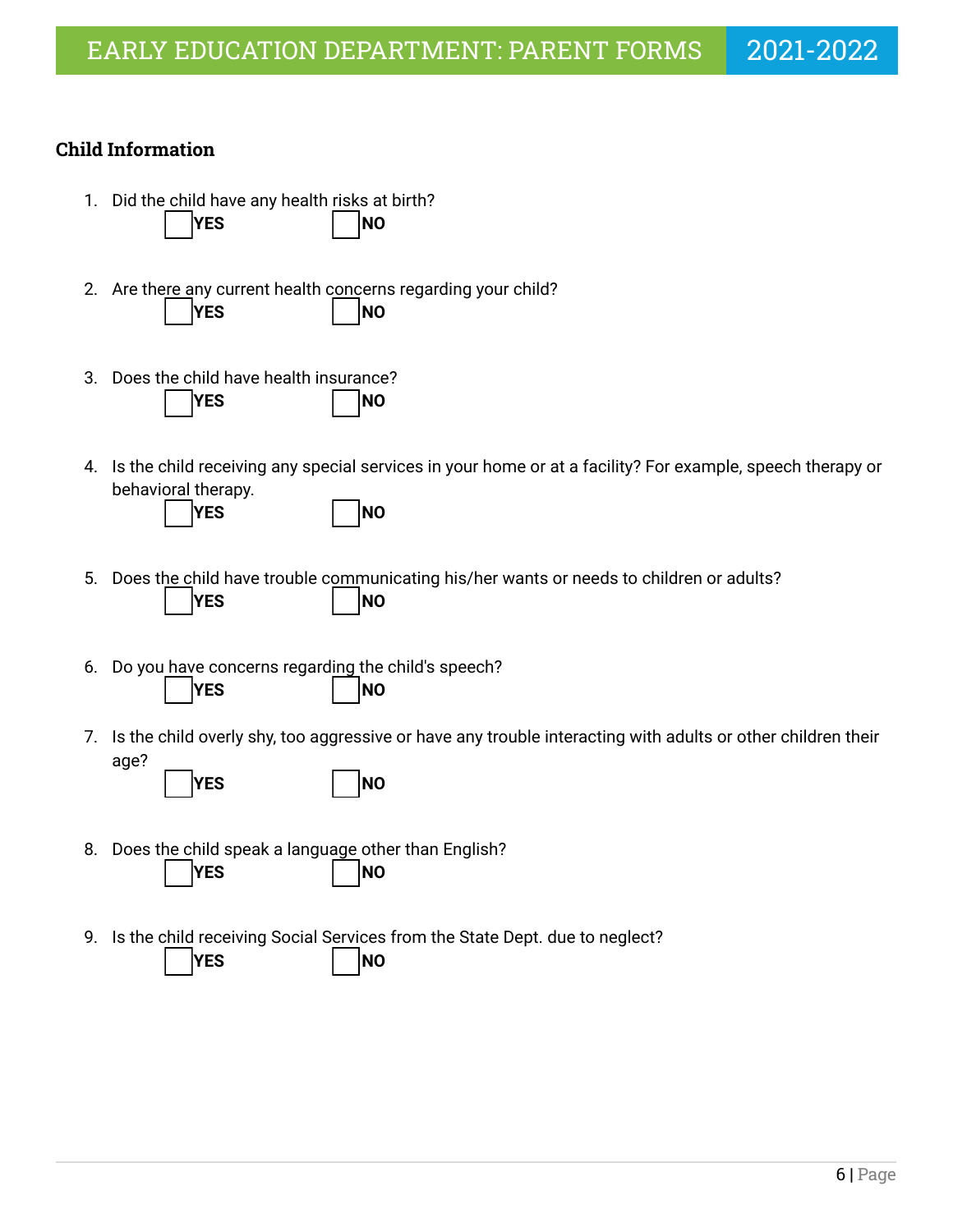## Child Information

1. Did the child have any health risks at birth?

   ☐ **YES** ☐ **NO**

2. Are there any current health concerns regarding your child?

   ☐ **YES** ☐ **NO**

3. Does the child have health insurance?

   ☐ **YES** ☐ **NO**

4. Is the child receiving any special services in your home or at a facility? For example, speech therapy or behavioral therapy.

   ☐ **YES** ☐ **NO**

5. Does the child have trouble communicating his/her wants or needs to children or adults?

   ☐ **YES** ☐ **NO**

6. Do you have concerns regarding the child's speech?

   ☐ **YES** ☐ **NO**

7. Is the child overly shy, too aggressive or have any trouble interacting with adults or other children their age?

   ☐ **YES** ☐ **NO**

8. Does the child speak a language other than English?

   ☐ **YES** ☐ **NO**

9. Is the child receiving Social Services from the State Dept. due to neglect?

   ☐ **YES** ☐ **NO**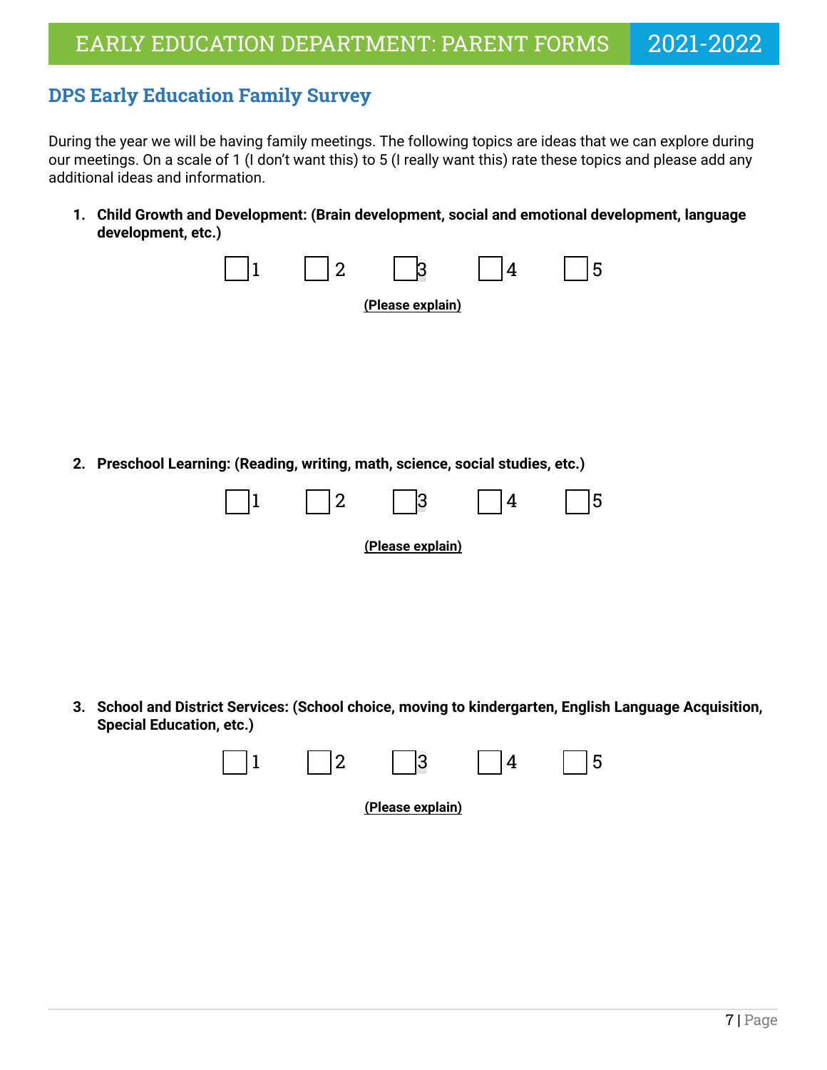## DPS Early Education Family Survey

During the year we will be having family meetings. The following topics are ideas that we can explore during our meetings. On a scale of 1 (I don't want this) to 5 (I really want this) rate these topics and please add any additional ideas and information.

1. **Child Growth and Development: (Brain development, social and emotional development, language development, etc.)**

☐ 1 ☐ 2 ☐ 3 ☐ 4 ☐ 5

**(Please explain)**

2. **Preschool Learning: (Reading, writing, math, science, social studies, etc.)**

☐ 1 ☐ 2 ☐ 3 ☐ 4 ☐ 5

**(Please explain)**

3. **School and District Services: (School choice, moving to kindergarten, English Language Acquisition, Special Education, etc.)**

☐ 1 ☐ 2 ☐ 3 ☐ 4 ☐ 5

**(Please explain)**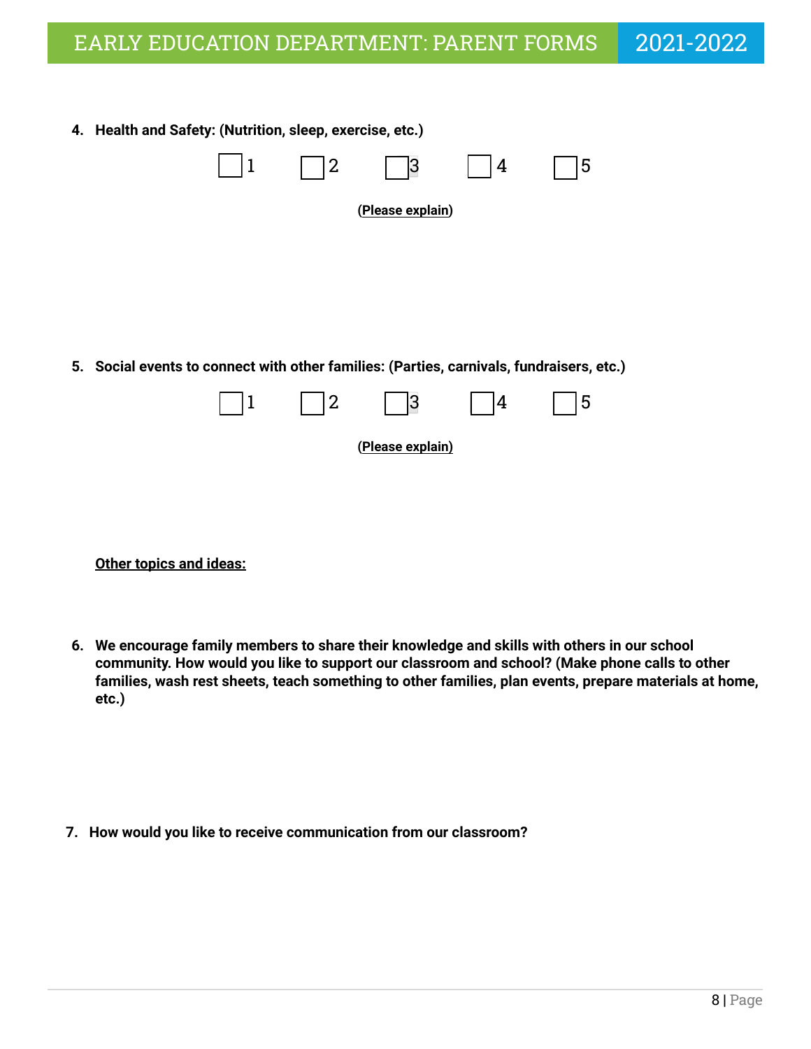4. **Health and Safety: (Nutrition, sleep, exercise, etc.)**

☐ 1 ☐ 2 ☐ 3 ☐ 4 ☐ 5

**(Please explain)**

5. **Social events to connect with other families: (Parties, carnivals, fundraisers, etc.)**

☐ 1 ☐ 2 ☐ 3 ☐ 4 ☐ 5

**(Please explain)**

**Other topics and ideas:**

6. **We encourage family members to share their knowledge and skills with others in our school community. How would you like to support our classroom and school? (Make phone calls to other families, wash rest sheets, teach something to other families, plan events, prepare materials at home, etc.)**

7. **How would you like to receive communication from our classroom?**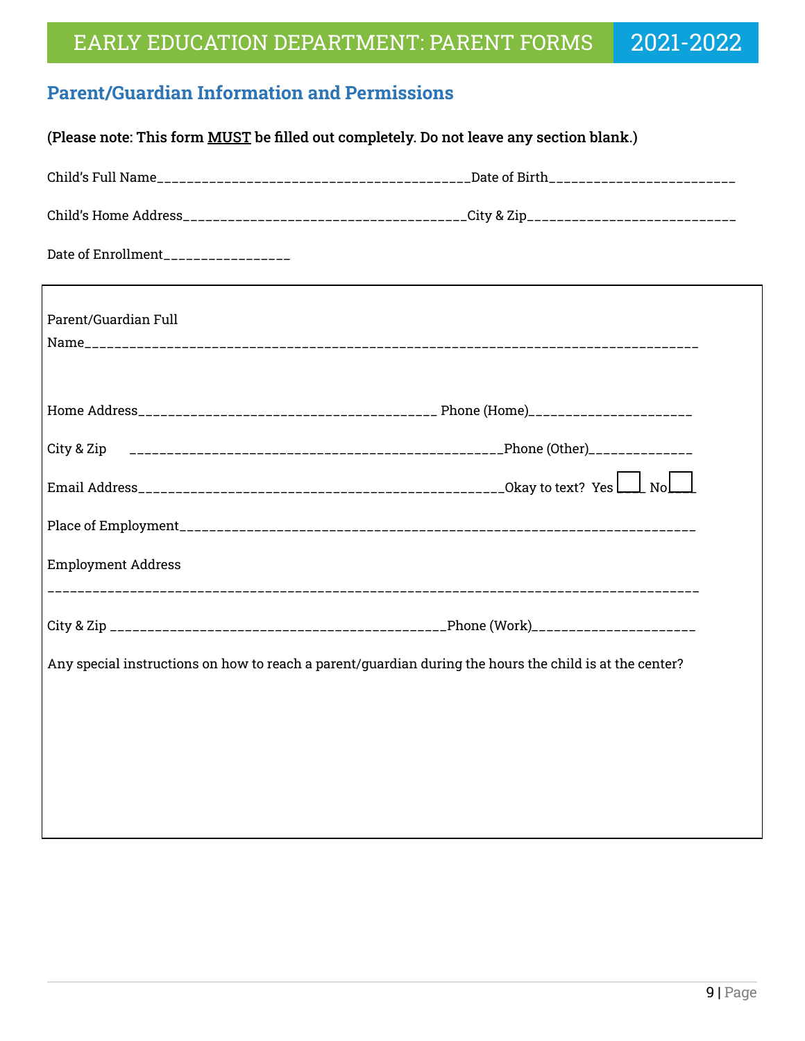## Parent/Guardian Information and Permissions

**(Please note: This form <u>MUST</u> be filled out completely. Do not leave any section blank.)**

Child's Full Name__________________________________________Date of Birth_________________________

Child's Home Address______________________________________City & Zip___________________________

Date of Enrollment_________________

Parent/Guardian Full Name_________________________________________________________________________________

Home Address_______________________________________ Phone (Home)______________________

City & Zip __________________________________________________Phone (Other)______________

Email Address_________________________________________________Okay to text? Yes ☐ No ☐

Place of Employment______________________________________________________________________

Employment Address

_____________________________________________________________________________________

City & Zip _____________________________________________Phone (Work)______________________

Any special instructions on how to reach a parent/guardian during the hours the child is at the center?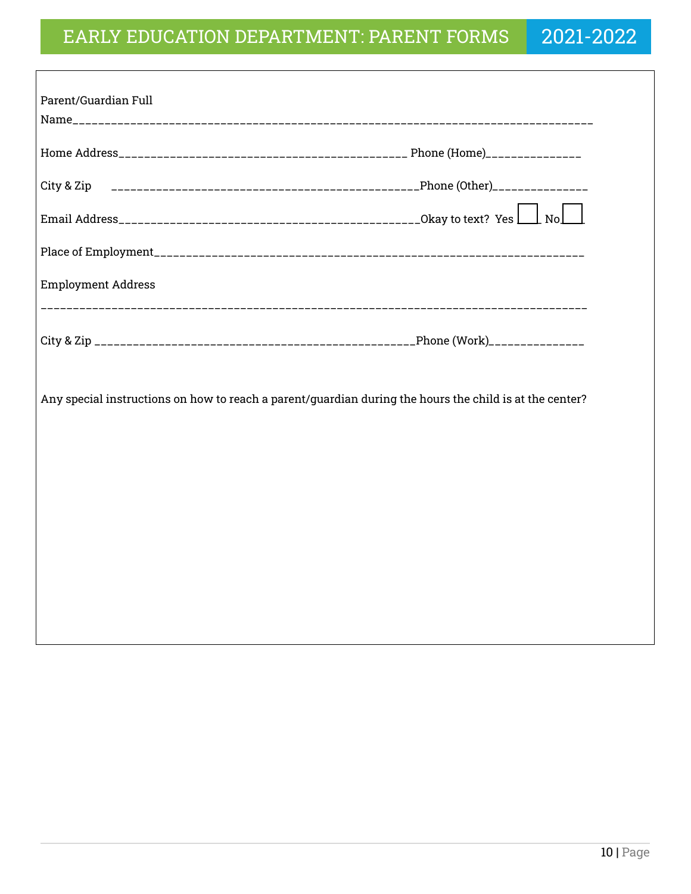Parent/Guardian Full Name_________________________________________________________________________________

Home Address______________________________________________ Phone (Home)_______________

City & Zip ________________________________________________Phone (Other)_______________

Email Address_______________________________________________Okay to text? Yes ☐ No ☐

Place of Employment____________________________________________________________________

Employment Address

_________________________________________________________________________________

City & Zip __________________________________________________Phone (Work)_______________

Any special instructions on how to reach a parent/guardian during the hours the child is at the center?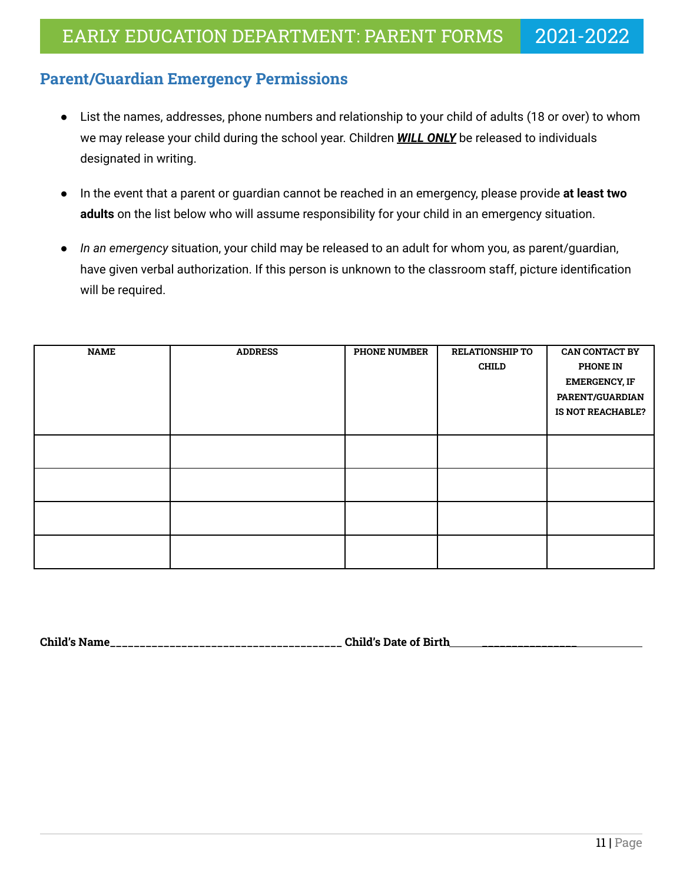## Parent/Guardian Emergency Permissions

- List the names, addresses, phone numbers and relationship to your child of adults (18 or over) to whom we may release your child during the school year. Children ***WILL ONLY*** be released to individuals designated in writing.
- In the event that a parent or guardian cannot be reached in an emergency, please provide **at least two adults** on the list below who will assume responsibility for your child in an emergency situation.
- *In an emergency* situation, your child may be released to an adult for whom you, as parent/guardian, have given verbal authorization. If this person is unknown to the classroom staff, picture identification will be required.

| NAME | ADDRESS | PHONE NUMBER | RELATIONSHIP TO CHILD | CAN CONTACT BY PHONE IN EMERGENCY, IF PARENT/GUARDIAN IS NOT REACHABLE? |
|---|---|---|---|---|
| | | | | |
| | | | | |
| | | | | |
| | | | | |

**Child's Name**________________________________________ **Child's Date of Birth**_____________________________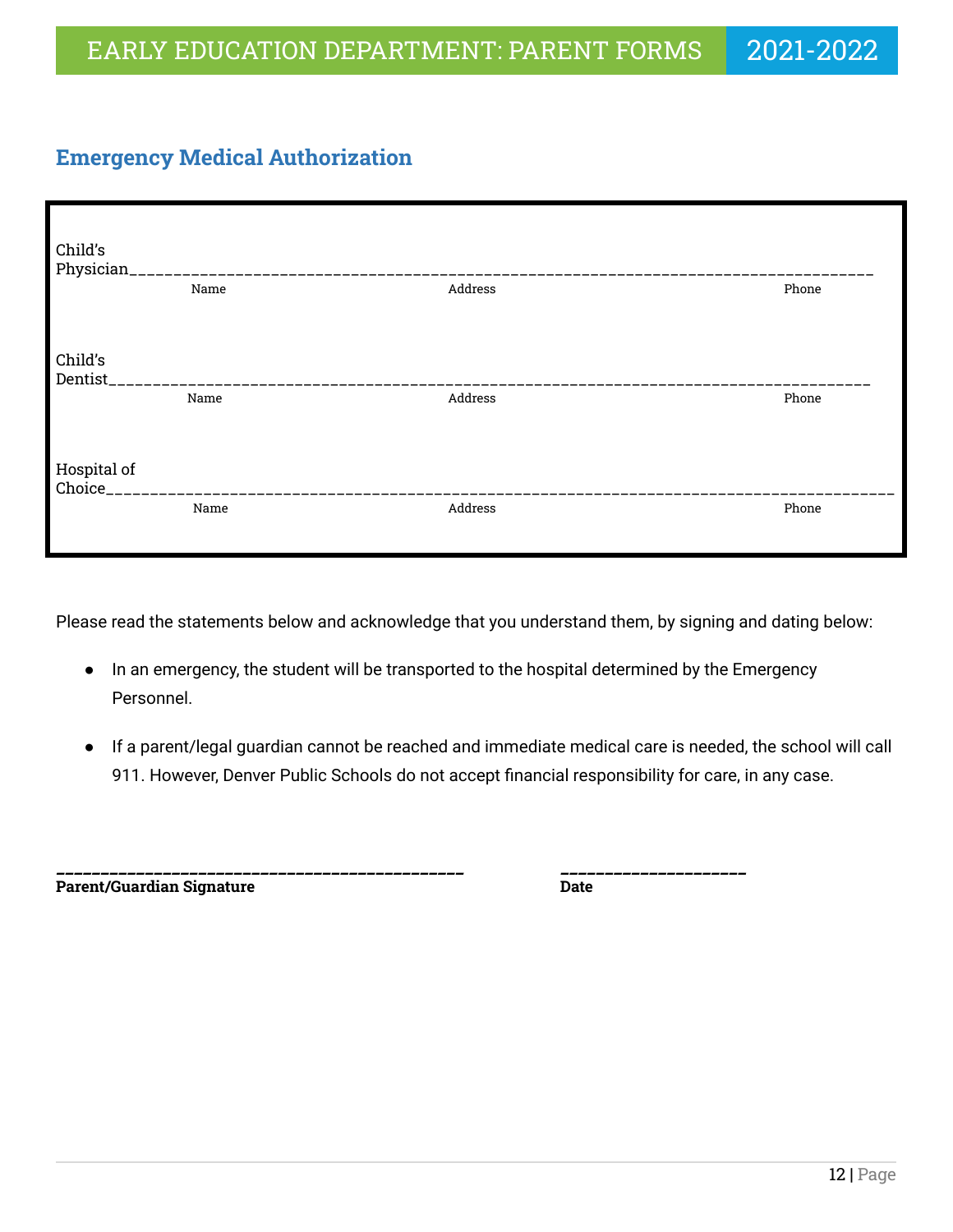## Emergency Medical Authorization

Child's Physician_____________________________________________________________________________________

Name Address Phone

Child's Dentist_____________________________________________________________________________________

Name Address Phone

Hospital of Choice_____________________________________________________________________________________

Name Address Phone

Please read the statements below and acknowledge that you understand them, by signing and dating below:

- In an emergency, the student will be transported to the hospital determined by the Emergency Personnel.
- If a parent/legal guardian cannot be reached and immediate medical care is needed, the school will call 911. However, Denver Public Schools do not accept financial responsibility for care, in any case.

______________________________________________ ____________________

**Parent/Guardian Signature** **Date**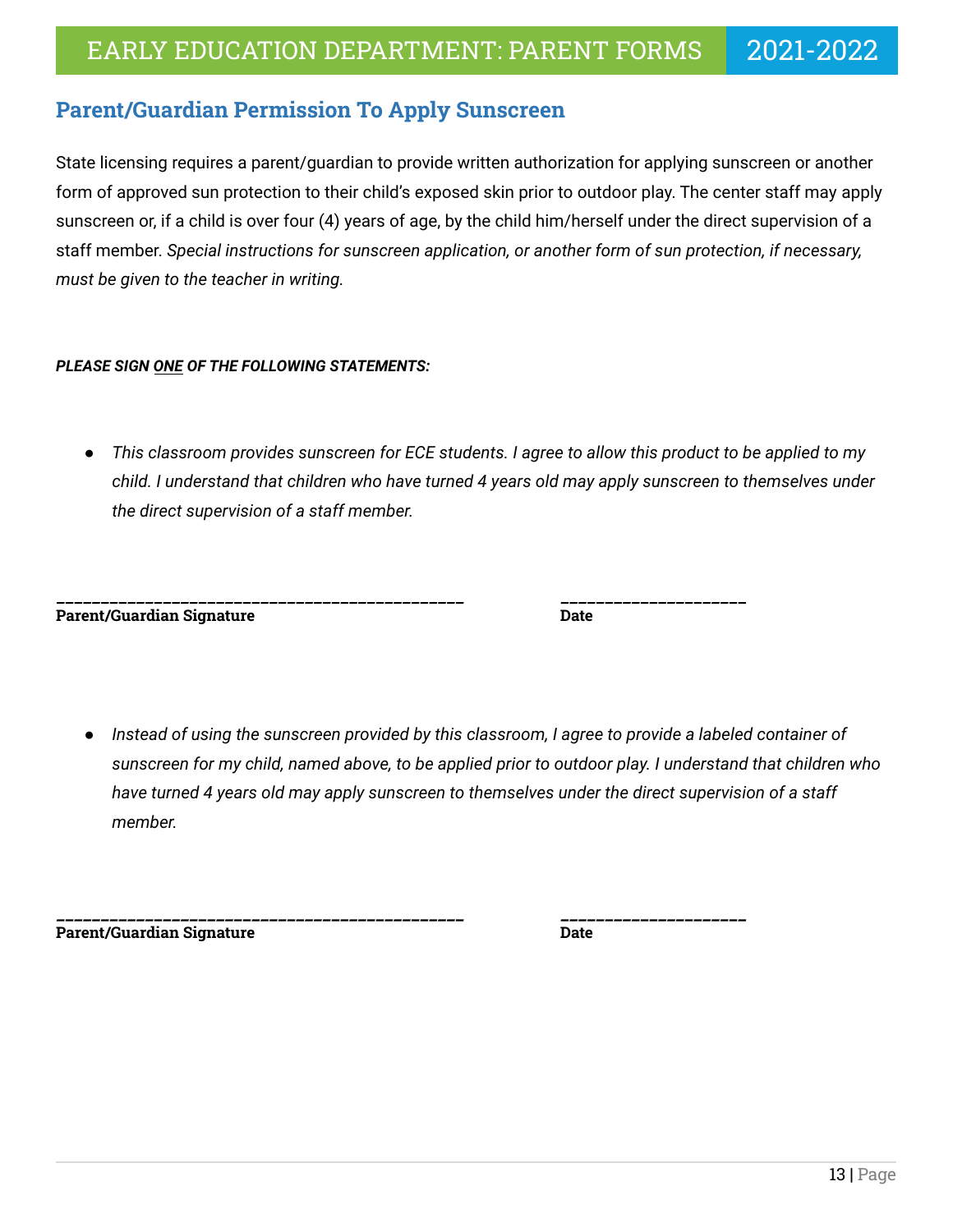## Parent/Guardian Permission To Apply Sunscreen

State licensing requires a parent/guardian to provide written authorization for applying sunscreen or another form of approved sun protection to their child's exposed skin prior to outdoor play. The center staff may apply sunscreen or, if a child is over four (4) years of age, by the child him/herself under the direct supervision of a staff member. *Special instructions for sunscreen application, or another form of sun protection, if necessary, must be given to the teacher in writing.*

***PLEASE SIGN <u>ONE</u> OF THE FOLLOWING STATEMENTS:***

- *This classroom provides sunscreen for ECE students. I agree to allow this product to be applied to my child. I understand that children who have turned 4 years old may apply sunscreen to themselves under the direct supervision of a staff member.*

______________________________________________ ____________________

**Parent/Guardian Signature** **Date**

- *Instead of using the sunscreen provided by this classroom, I agree to provide a labeled container of sunscreen for my child, named above, to be applied prior to outdoor play. I understand that children who have turned 4 years old may apply sunscreen to themselves under the direct supervision of a staff member.*

______________________________________________ ____________________

**Parent/Guardian Signature** **Date**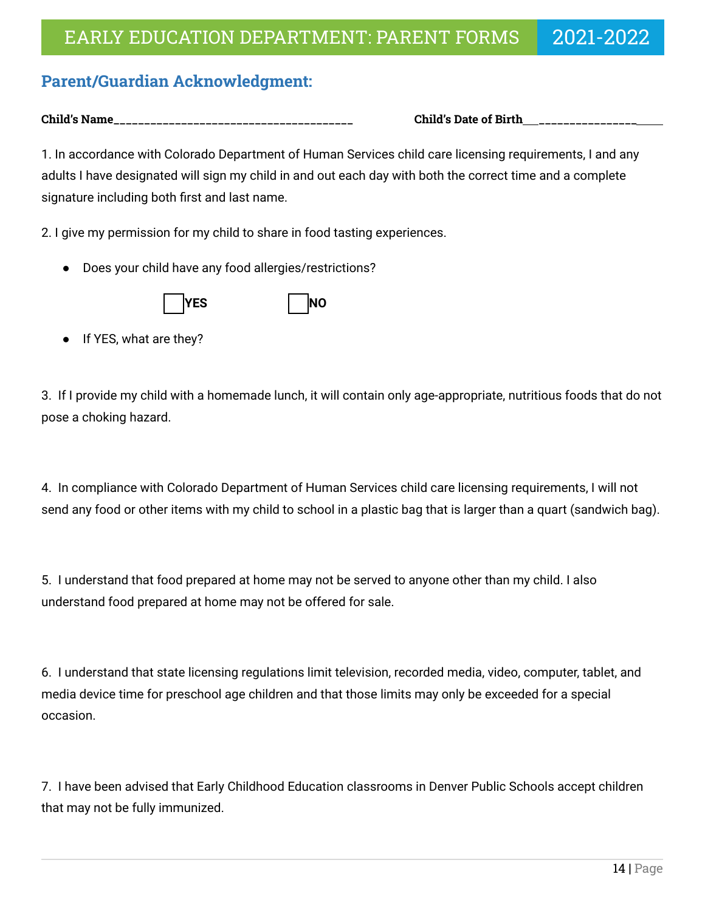## Parent/Guardian Acknowledgment:

**Child's Name**_________________________________________ **Child's Date of Birth**___________________

1. In accordance with Colorado Department of Human Services child care licensing requirements, I and any adults I have designated will sign my child in and out each day with both the correct time and a complete signature including both first and last name.

2. I give my permission for my child to share in food tasting experiences.

- Does your child have any food allergies/restrictions?

☐ **YES** ☐ **NO**

- If YES, what are they?

3. If I provide my child with a homemade lunch, it will contain only age-appropriate, nutritious foods that do not pose a choking hazard.

4. In compliance with Colorado Department of Human Services child care licensing requirements, I will not send any food or other items with my child to school in a plastic bag that is larger than a quart (sandwich bag).

5. I understand that food prepared at home may not be served to anyone other than my child. I also understand food prepared at home may not be offered for sale.

6. I understand that state licensing regulations limit television, recorded media, video, computer, tablet, and media device time for preschool age children and that those limits may only be exceeded for a special occasion.

7. I have been advised that Early Childhood Education classrooms in Denver Public Schools accept children that may not be fully immunized.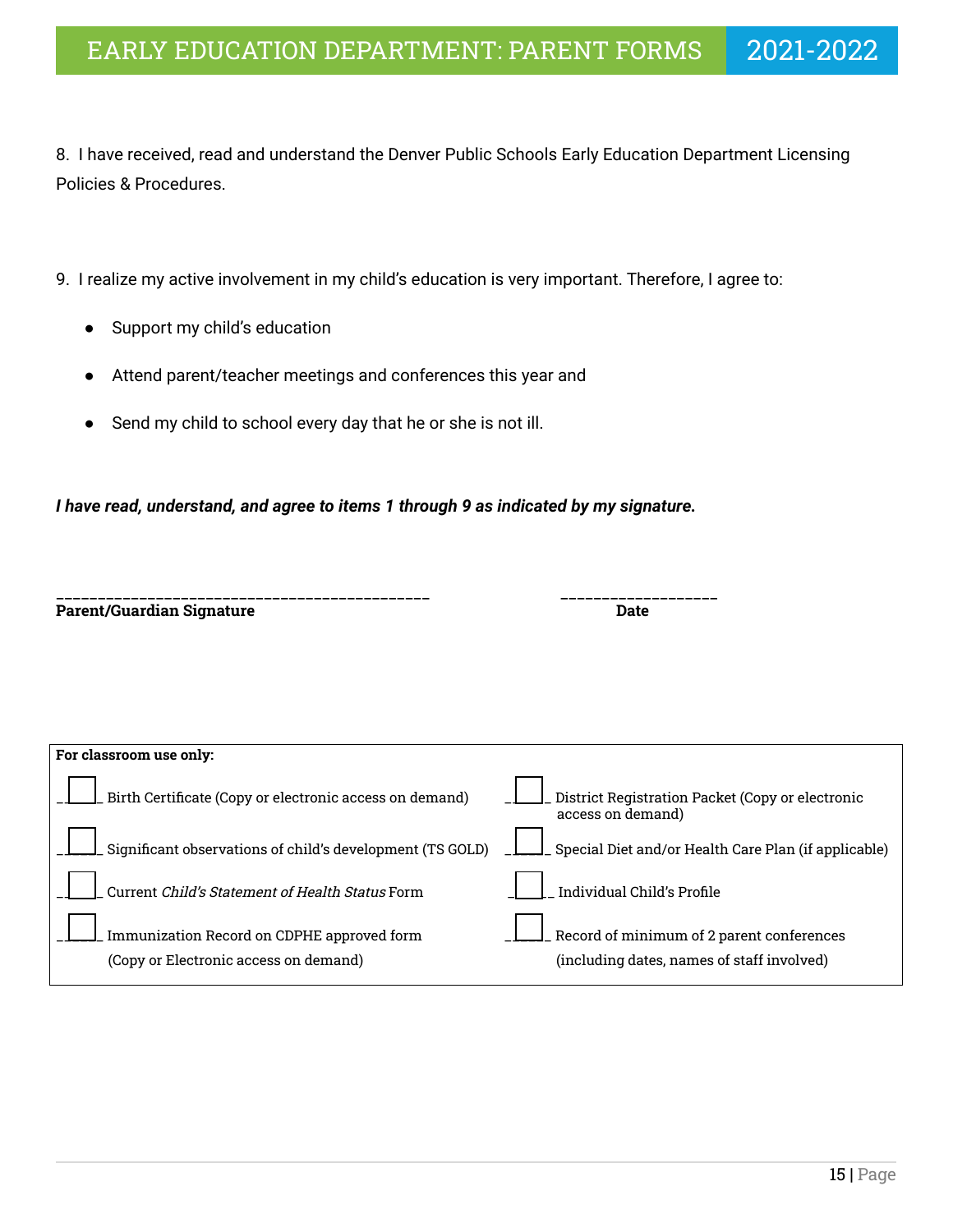8. I have received, read and understand the Denver Public Schools Early Education Department Licensing Policies & Procedures.

9. I realize my active involvement in my child's education is very important. Therefore, I agree to:

- Support my child's education
- Attend parent/teacher meetings and conferences this year and
- Send my child to school every day that he or she is not ill.

***I have read, understand, and agree to items 1 through 9 as indicated by my signature.***

_____________________________________________ __________________

**Parent/Guardian Signature** **Date**

**For classroom use only:**

| | |
|---|---|
| ☐ Birth Certificate (Copy or electronic access on demand) | ☐ District Registration Packet (Copy or electronic access on demand) |
| ☐ Significant observations of child's development (TS GOLD) | ☐ Special Diet and/or Health Care Plan (if applicable) |
| ☐ Current *Child's Statement of Health Status* Form | ☐ Individual Child's Profile |
| ☐ Immunization Record on CDPHE approved form (Copy or Electronic access on demand) | ☐ Record of minimum of 2 parent conferences (including dates, names of staff involved) |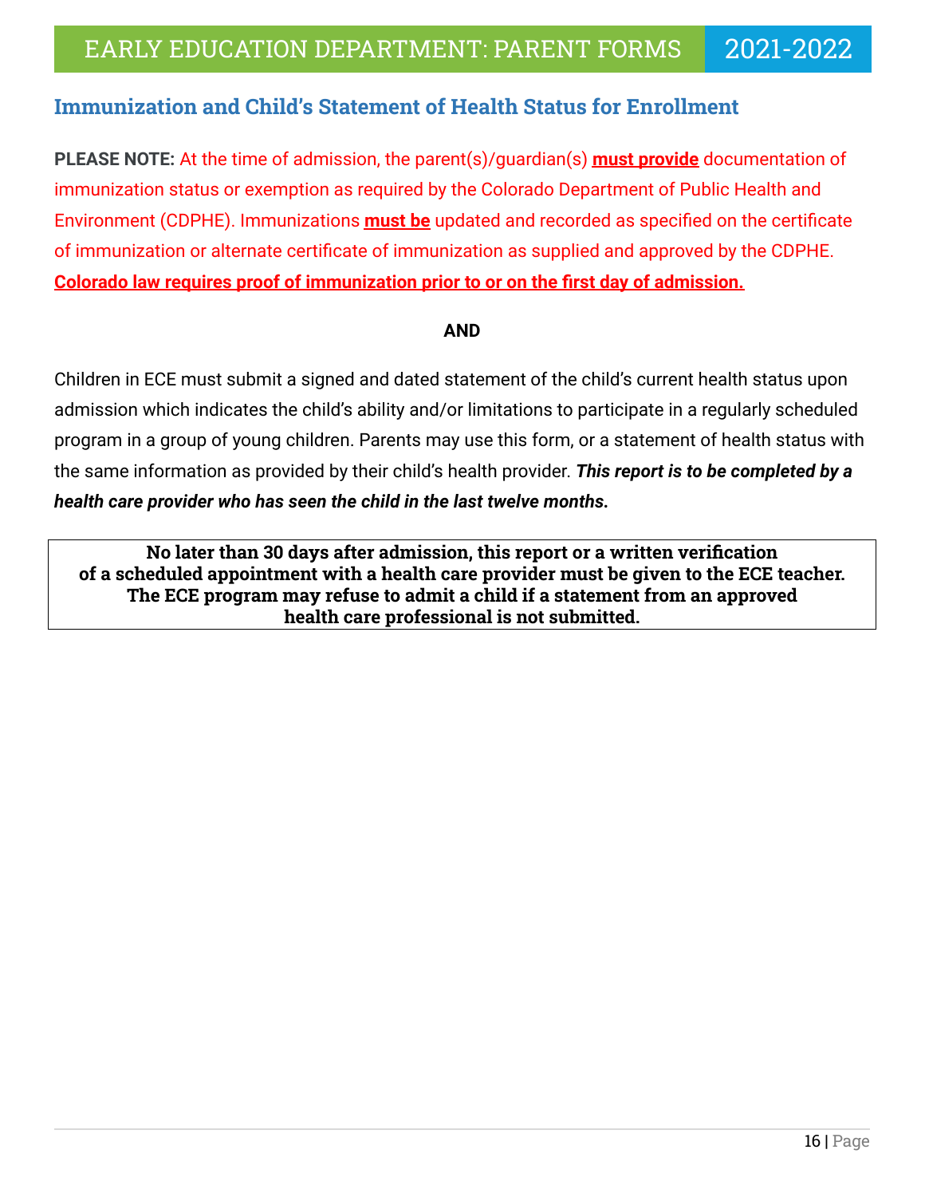## Immunization and Child's Statement of Health Status for Enrollment

**PLEASE NOTE:** At the time of admission, the parent(s)/guardian(s) **must provide** documentation of immunization status or exemption as required by the Colorado Department of Public Health and Environment (CDPHE). Immunizations **must be** updated and recorded as specified on the certificate of immunization or alternate certificate of immunization as supplied and approved by the CDPHE. **Colorado law requires proof of immunization prior to or on the first day of admission.**

**AND**

Children in ECE must submit a signed and dated statement of the child's current health status upon admission which indicates the child's ability and/or limitations to participate in a regularly scheduled program in a group of young children. Parents may use this form, or a statement of health status with the same information as provided by their child's health provider. ***This report is to be completed by a health care provider who has seen the child in the last twelve months.***

**No later than 30 days after admission, this report or a written verification of a scheduled appointment with a health care provider must be given to the ECE teacher. The ECE program may refuse to admit a child if a statement from an approved health care professional is not submitted.**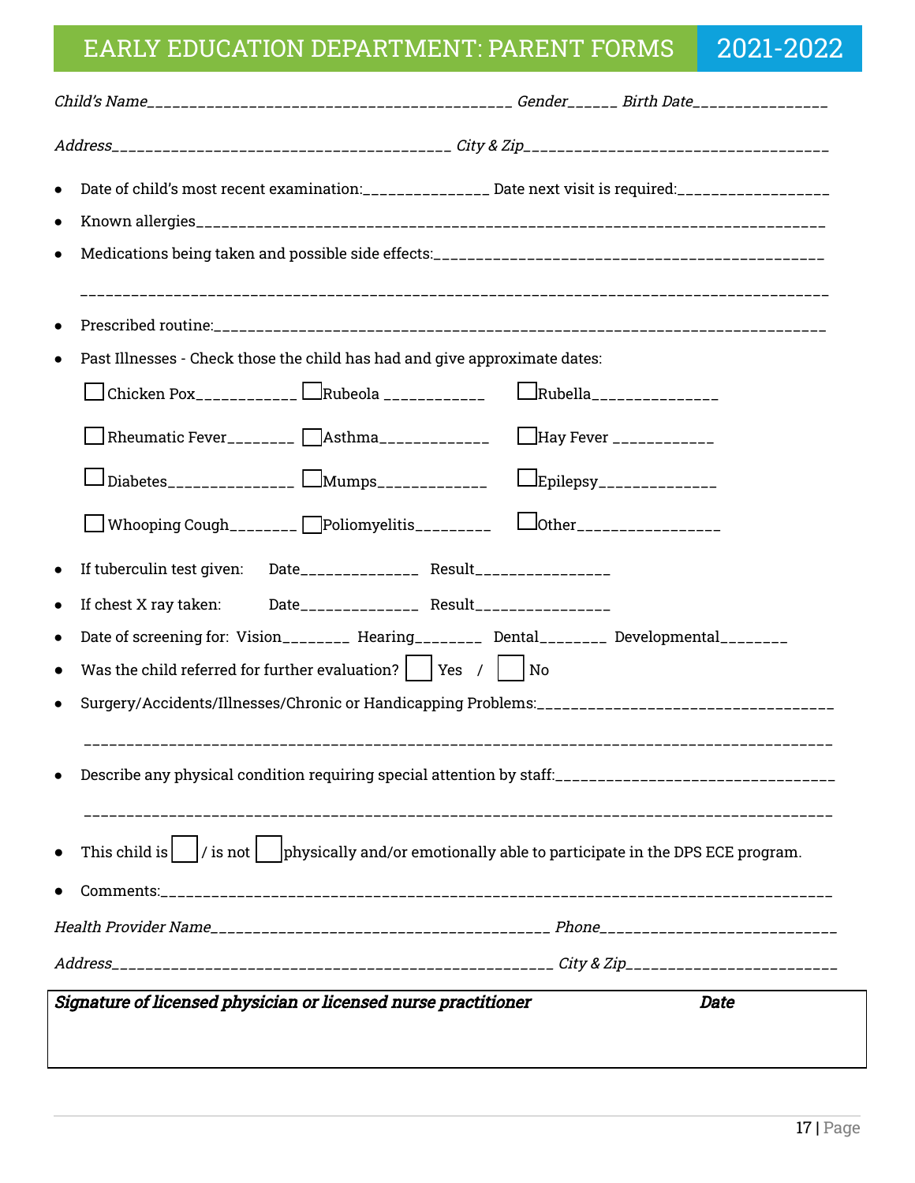# EARLY EDUCATION DEPARTMENT: PARENT FORMS 2021-2022

*Child's Name*__________________________________________ *Gender*______ *Birth Date*_______________

*Address*_______________________________________ *City & Zip*___________________________________

- Date of child's most recent examination:______________ Date next visit is required:_________________
- Known allergies__________________________________________________________________________
- Medications being taken and possible side effects:____________________________________________

  ______________________________________________________________________________________
- Prescribed routine:_______________________________________________________________________
- Past Illnesses - Check those the child has had and give approximate dates:

| | | |
|---|---|---|
| ☐ Chicken Pox___________ | ☐ Rubeola ___________ | ☐ Rubella______________ |
| ☐ Rheumatic Fever_______ | ☐ Asthma____________ | ☐ Hay Fever ___________ |
| ☐ Diabetes______________ | ☐ Mumps____________ | ☐ Epilepsy_____________ |
| ☐ Whooping Cough_______ | ☐ Poliomyelitis________ | ☐ Other________________ |

- If tuberculin test given: Date_____________ Result_______________
- If chest X ray taken: Date_____________ Result_______________
- Date of screening for: Vision_______ Hearing_______ Dental_______ Developmental_______
- Was the child referred for further evaluation? ☐ Yes / ☐ No
- Surgery/Accidents/Illnesses/Chronic or Handicapping Problems:__________________________________

  ______________________________________________________________________________________
- Describe any physical condition requiring special attention by staff:_____________________________

  ______________________________________________________________________________________
- This child is ☐ / is not ☐ physically and/or emotionally able to participate in the DPS ECE program.
- Comments:_______________________________________________________________________________

*Health Provider Name*______________________________________ *Phone*___________________________

*Address*_________________________________________________ *City & Zip*______________________

| ***Signature of licensed physician or licensed nurse practitioner*** | ***Date*** |
|---|---|
| | |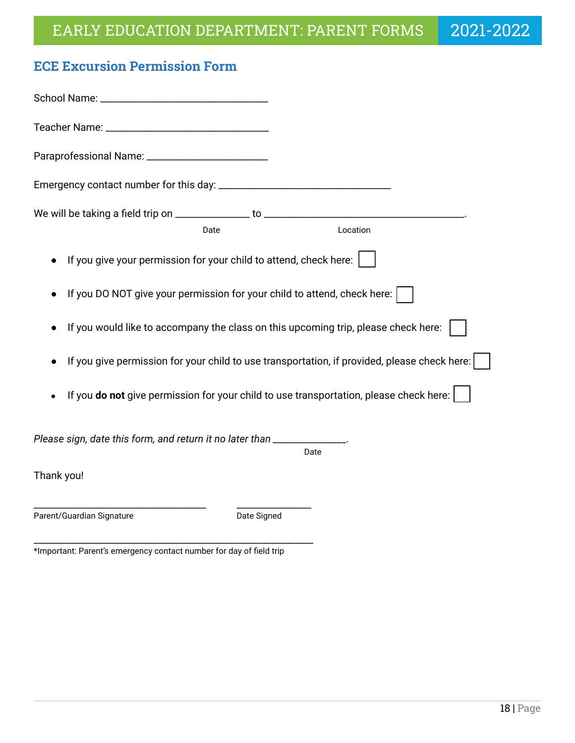# ECE Excursion Permission Form

School Name: ________________________________

Teacher Name: ________________________________

Paraprofessional Name: _______________________

Emergency contact number for this day: _________________________________

We will be taking a field trip on ______________ to _______________________________________.

Date &nbsp;&nbsp;&nbsp;&nbsp;&nbsp;&nbsp;&nbsp;&nbsp;&nbsp;&nbsp;&nbsp;&nbsp;&nbsp;&nbsp;&nbsp;&nbsp;&nbsp;&nbsp;&nbsp;&nbsp; Location

- If you give your permission for your child to attend, check here: ☐
- If you DO NOT give your permission for your child to attend, check here: ☐
- If you would like to accompany the class on this upcoming trip, please check here: ☐
- If you give permission for your child to use transportation, if provided, please check here: ☐
- If you **do not** give permission for your child to use transportation, please check here: ☐

*Please sign, date this form, and return it no later than ______________.*

Date

Thank you!

_________________________________ &nbsp;&nbsp;&nbsp;&nbsp;&nbsp;&nbsp; ______________

Parent/Guardian Signature &nbsp;&nbsp;&nbsp;&nbsp;&nbsp;&nbsp;&nbsp;&nbsp;&nbsp;&nbsp;&nbsp;&nbsp;&nbsp;&nbsp;&nbsp;&nbsp;&nbsp;&nbsp;&nbsp;&nbsp;&nbsp;&nbsp; Date Signed

_______________________________________________________

*Important: Parent's emergency contact number for day of field trip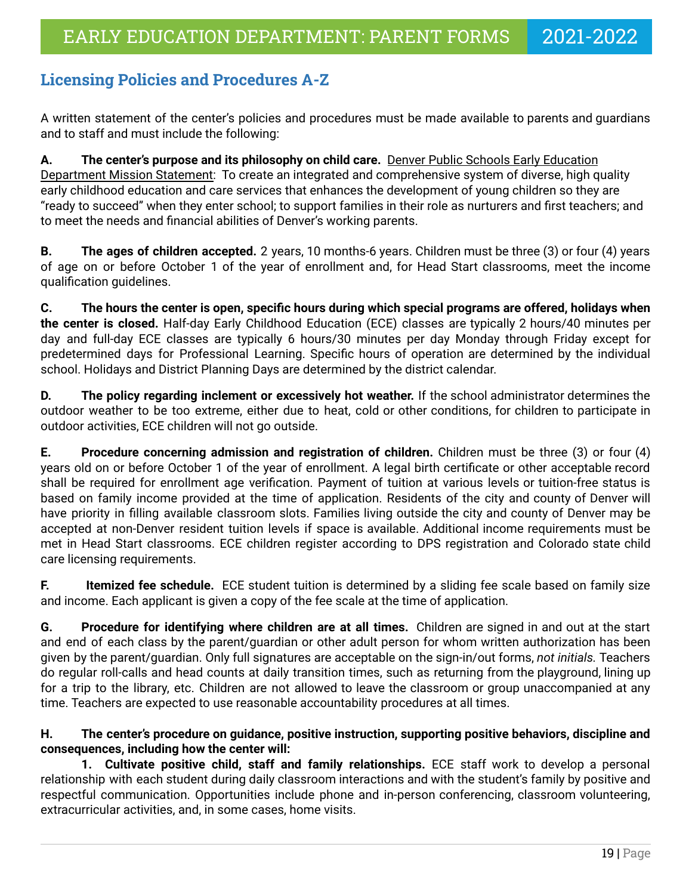## Licensing Policies and Procedures A-Z

A written statement of the center's policies and procedures must be made available to parents and guardians and to staff and must include the following:

**A. The center's purpose and its philosophy on child care.** Denver Public Schools Early Education Department Mission Statement: To create an integrated and comprehensive system of diverse, high quality early childhood education and care services that enhances the development of young children so they are "ready to succeed" when they enter school; to support families in their role as nurturers and first teachers; and to meet the needs and financial abilities of Denver's working parents.

**B. The ages of children accepted.** 2 years, 10 months-6 years. Children must be three (3) or four (4) years of age on or before October 1 of the year of enrollment and, for Head Start classrooms, meet the income qualification guidelines.

**C. The hours the center is open, specific hours during which special programs are offered, holidays when the center is closed.** Half-day Early Childhood Education (ECE) classes are typically 2 hours/40 minutes per day and full-day ECE classes are typically 6 hours/30 minutes per day Monday through Friday except for predetermined days for Professional Learning. Specific hours of operation are determined by the individual school. Holidays and District Planning Days are determined by the district calendar.

**D. The policy regarding inclement or excessively hot weather.** If the school administrator determines the outdoor weather to be too extreme, either due to heat, cold or other conditions, for children to participate in outdoor activities, ECE children will not go outside.

**E. Procedure concerning admission and registration of children.** Children must be three (3) or four (4) years old on or before October 1 of the year of enrollment. A legal birth certificate or other acceptable record shall be required for enrollment age verification. Payment of tuition at various levels or tuition-free status is based on family income provided at the time of application. Residents of the city and county of Denver will have priority in filling available classroom slots. Families living outside the city and county of Denver may be accepted at non-Denver resident tuition levels if space is available. Additional income requirements must be met in Head Start classrooms. ECE children register according to DPS registration and Colorado state child care licensing requirements.

**F. Itemized fee schedule.** ECE student tuition is determined by a sliding fee scale based on family size and income. Each applicant is given a copy of the fee scale at the time of application.

**G. Procedure for identifying where children are at all times.** Children are signed in and out at the start and end of each class by the parent/guardian or other adult person for whom written authorization has been given by the parent/guardian. Only full signatures are acceptable on the sign-in/out forms, *not initials.* Teachers do regular roll-calls and head counts at daily transition times, such as returning from the playground, lining up for a trip to the library, etc. Children are not allowed to leave the classroom or group unaccompanied at any time. Teachers are expected to use reasonable accountability procedures at all times.

**H. The center's procedure on guidance, positive instruction, supporting positive behaviors, discipline and consequences, including how the center will:**

**1. Cultivate positive child, staff and family relationships.** ECE staff work to develop a personal relationship with each student during daily classroom interactions and with the student's family by positive and respectful communication. Opportunities include phone and in-person conferencing, classroom volunteering, extracurricular activities, and, in some cases, home visits.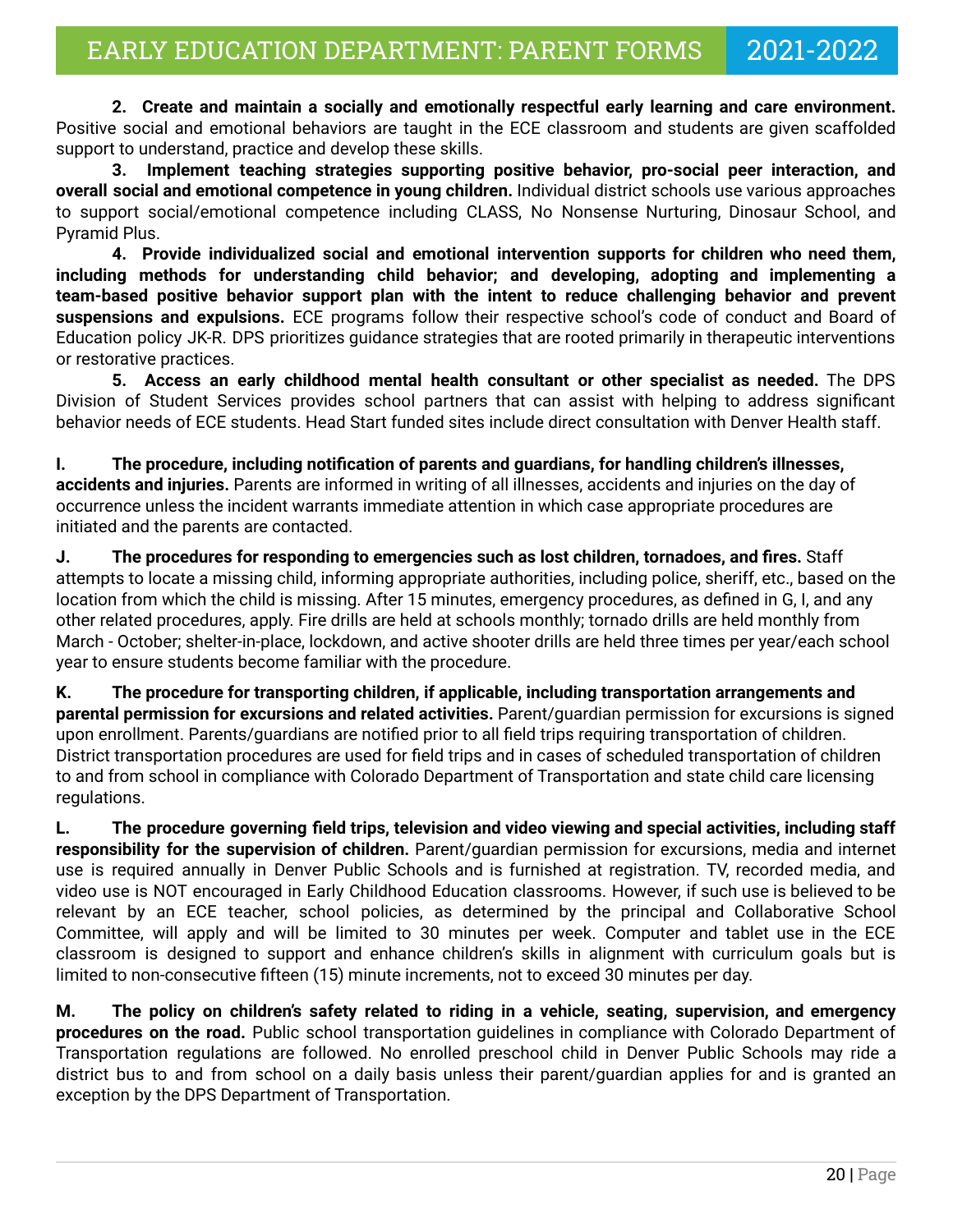**2. Create and maintain a socially and emotionally respectful early learning and care environment.** Positive social and emotional behaviors are taught in the ECE classroom and students are given scaffolded support to understand, practice and develop these skills.

**3. Implement teaching strategies supporting positive behavior, pro-social peer interaction, and overall social and emotional competence in young children.** Individual district schools use various approaches to support social/emotional competence including CLASS, No Nonsense Nurturing, Dinosaur School, and Pyramid Plus.

**4. Provide individualized social and emotional intervention supports for children who need them, including methods for understanding child behavior; and developing, adopting and implementing a team-based positive behavior support plan with the intent to reduce challenging behavior and prevent suspensions and expulsions.** ECE programs follow their respective school's code of conduct and Board of Education policy JK-R. DPS prioritizes guidance strategies that are rooted primarily in therapeutic interventions or restorative practices.

**5. Access an early childhood mental health consultant or other specialist as needed.** The DPS Division of Student Services provides school partners that can assist with helping to address significant behavior needs of ECE students. Head Start funded sites include direct consultation with Denver Health staff.

**I. The procedure, including notification of parents and guardians, for handling children's illnesses, accidents and injuries.** Parents are informed in writing of all illnesses, accidents and injuries on the day of occurrence unless the incident warrants immediate attention in which case appropriate procedures are initiated and the parents are contacted.

**J. The procedures for responding to emergencies such as lost children, tornadoes, and fires.** Staff attempts to locate a missing child, informing appropriate authorities, including police, sheriff, etc., based on the location from which the child is missing. After 15 minutes, emergency procedures, as defined in G, I, and any other related procedures, apply. Fire drills are held at schools monthly; tornado drills are held monthly from March - October; shelter-in-place, lockdown, and active shooter drills are held three times per year/each school year to ensure students become familiar with the procedure.

**K. The procedure for transporting children, if applicable, including transportation arrangements and parental permission for excursions and related activities.** Parent/guardian permission for excursions is signed upon enrollment. Parents/guardians are notified prior to all field trips requiring transportation of children. District transportation procedures are used for field trips and in cases of scheduled transportation of children to and from school in compliance with Colorado Department of Transportation and state child care licensing regulations.

**L. The procedure governing field trips, television and video viewing and special activities, including staff responsibility for the supervision of children.** Parent/guardian permission for excursions, media and internet use is required annually in Denver Public Schools and is furnished at registration. TV, recorded media, and video use is NOT encouraged in Early Childhood Education classrooms. However, if such use is believed to be relevant by an ECE teacher, school policies, as determined by the principal and Collaborative School Committee, will apply and will be limited to 30 minutes per week. Computer and tablet use in the ECE classroom is designed to support and enhance children's skills in alignment with curriculum goals but is limited to non-consecutive fifteen (15) minute increments, not to exceed 30 minutes per day.

**M. The policy on children's safety related to riding in a vehicle, seating, supervision, and emergency procedures on the road.** Public school transportation guidelines in compliance with Colorado Department of Transportation regulations are followed. No enrolled preschool child in Denver Public Schools may ride a district bus to and from school on a daily basis unless their parent/guardian applies for and is granted an exception by the DPS Department of Transportation.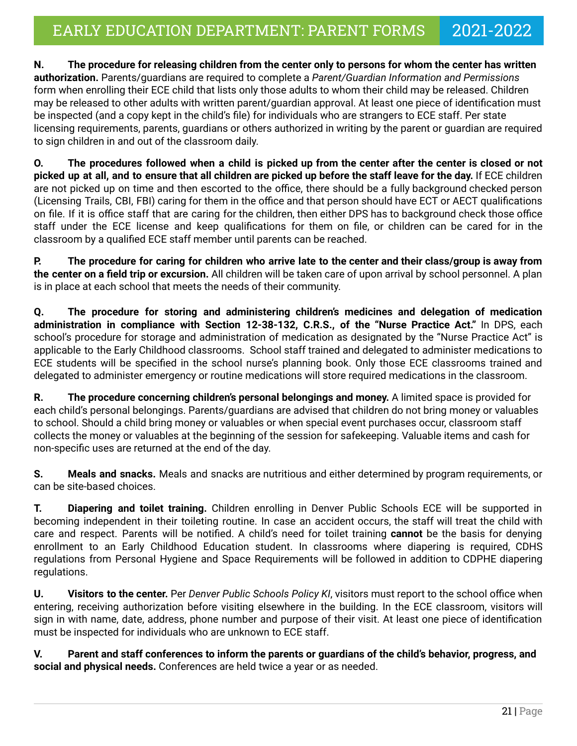**N. The procedure for releasing children from the center only to persons for whom the center has written authorization.** Parents/guardians are required to complete a *Parent/Guardian Information and Permissions* form when enrolling their ECE child that lists only those adults to whom their child may be released. Children may be released to other adults with written parent/guardian approval. At least one piece of identification must be inspected (and a copy kept in the child's file) for individuals who are strangers to ECE staff. Per state licensing requirements, parents, guardians or others authorized in writing by the parent or guardian are required to sign children in and out of the classroom daily.

**O. The procedures followed when a child is picked up from the center after the center is closed or not picked up at all, and to ensure that all children are picked up before the staff leave for the day.** If ECE children are not picked up on time and then escorted to the office, there should be a fully background checked person (Licensing Trails, CBI, FBI) caring for them in the office and that person should have ECT or AECT qualifications on file. If it is office staff that are caring for the children, then either DPS has to background check those office staff under the ECE license and keep qualifications for them on file, or children can be cared for in the classroom by a qualified ECE staff member until parents can be reached.

**P. The procedure for caring for children who arrive late to the center and their class/group is away from the center on a field trip or excursion.** All children will be taken care of upon arrival by school personnel. A plan is in place at each school that meets the needs of their community.

**Q. The procedure for storing and administering children's medicines and delegation of medication administration in compliance with Section 12-38-132, C.R.S., of the "Nurse Practice Act."** In DPS, each school's procedure for storage and administration of medication as designated by the "Nurse Practice Act" is applicable to the Early Childhood classrooms. School staff trained and delegated to administer medications to ECE students will be specified in the school nurse's planning book. Only those ECE classrooms trained and delegated to administer emergency or routine medications will store required medications in the classroom.

**R. The procedure concerning children's personal belongings and money.** A limited space is provided for each child's personal belongings. Parents/guardians are advised that children do not bring money or valuables to school. Should a child bring money or valuables or when special event purchases occur, classroom staff collects the money or valuables at the beginning of the session for safekeeping. Valuable items and cash for non-specific uses are returned at the end of the day.

**S. Meals and snacks.** Meals and snacks are nutritious and either determined by program requirements, or can be site-based choices.

**T. Diapering and toilet training.** Children enrolling in Denver Public Schools ECE will be supported in becoming independent in their toileting routine. In case an accident occurs, the staff will treat the child with care and respect. Parents will be notified. A child's need for toilet training **cannot** be the basis for denying enrollment to an Early Childhood Education student. In classrooms where diapering is required, CDHS regulations from Personal Hygiene and Space Requirements will be followed in addition to CDPHE diapering regulations.

**U. Visitors to the center.** Per *Denver Public Schools Policy KI*, visitors must report to the school office when entering, receiving authorization before visiting elsewhere in the building. In the ECE classroom, visitors will sign in with name, date, address, phone number and purpose of their visit. At least one piece of identification must be inspected for individuals who are unknown to ECE staff.

**V. Parent and staff conferences to inform the parents or guardians of the child's behavior, progress, and social and physical needs.** Conferences are held twice a year or as needed.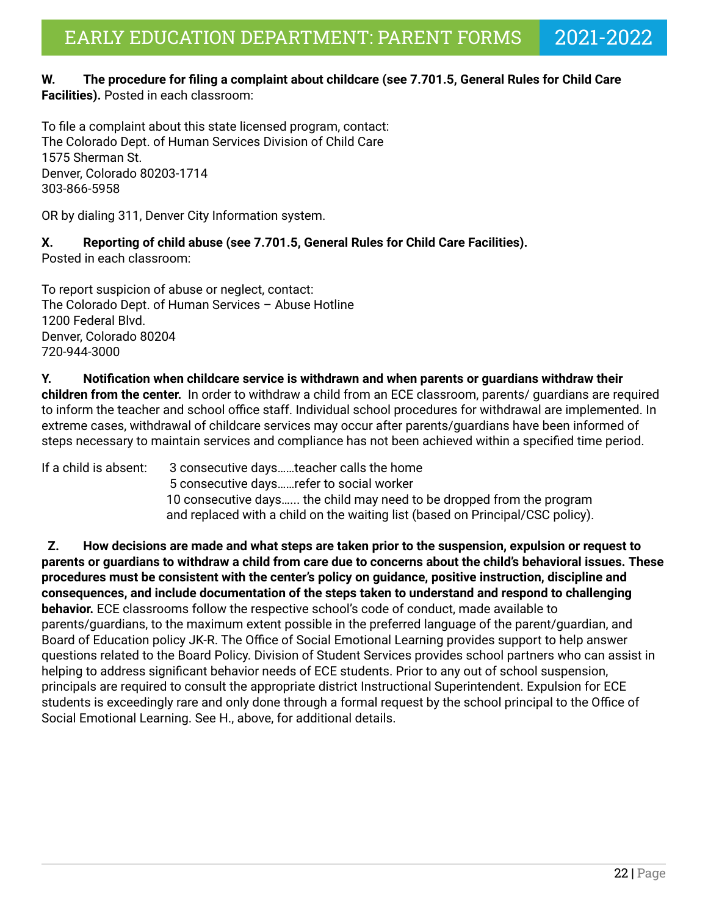**W. The procedure for filing a complaint about childcare (see 7.701.5, General Rules for Child Care Facilities).** Posted in each classroom:

To file a complaint about this state licensed program, contact:
The Colorado Dept. of Human Services Division of Child Care
1575 Sherman St.
Denver, Colorado 80203-1714
303-866-5958

OR by dialing 311, Denver City Information system.

**X. Reporting of child abuse (see 7.701.5, General Rules for Child Care Facilities).**
Posted in each classroom:

To report suspicion of abuse or neglect, contact:
The Colorado Dept. of Human Services – Abuse Hotline
1200 Federal Blvd.
Denver, Colorado 80204
720-944-3000

**Y. Notification when childcare service is withdrawn and when parents or guardians withdraw their children from the center.** In order to withdraw a child from an ECE classroom, parents/ guardians are required to inform the teacher and school office staff. Individual school procedures for withdrawal are implemented. In extreme cases, withdrawal of childcare services may occur after parents/guardians have been informed of steps necessary to maintain services and compliance has not been achieved within a specified time period.

If a child is absent:
- 3 consecutive days……teacher calls the home
- 5 consecutive days……refer to social worker
- 10 consecutive days…... the child may need to be dropped from the program and replaced with a child on the waiting list (based on Principal/CSC policy).

**Z. How decisions are made and what steps are taken prior to the suspension, expulsion or request to parents or guardians to withdraw a child from care due to concerns about the child's behavioral issues. These procedures must be consistent with the center's policy on guidance, positive instruction, discipline and consequences, and include documentation of the steps taken to understand and respond to challenging behavior.** ECE classrooms follow the respective school's code of conduct, made available to parents/guardians, to the maximum extent possible in the preferred language of the parent/guardian, and Board of Education policy JK-R. The Office of Social Emotional Learning provides support to help answer questions related to the Board Policy. Division of Student Services provides school partners who can assist in helping to address significant behavior needs of ECE students. Prior to any out of school suspension, principals are required to consult the appropriate district Instructional Superintendent. Expulsion for ECE students is exceedingly rare and only done through a formal request by the school principal to the Office of Social Emotional Learning. See H., above, for additional details.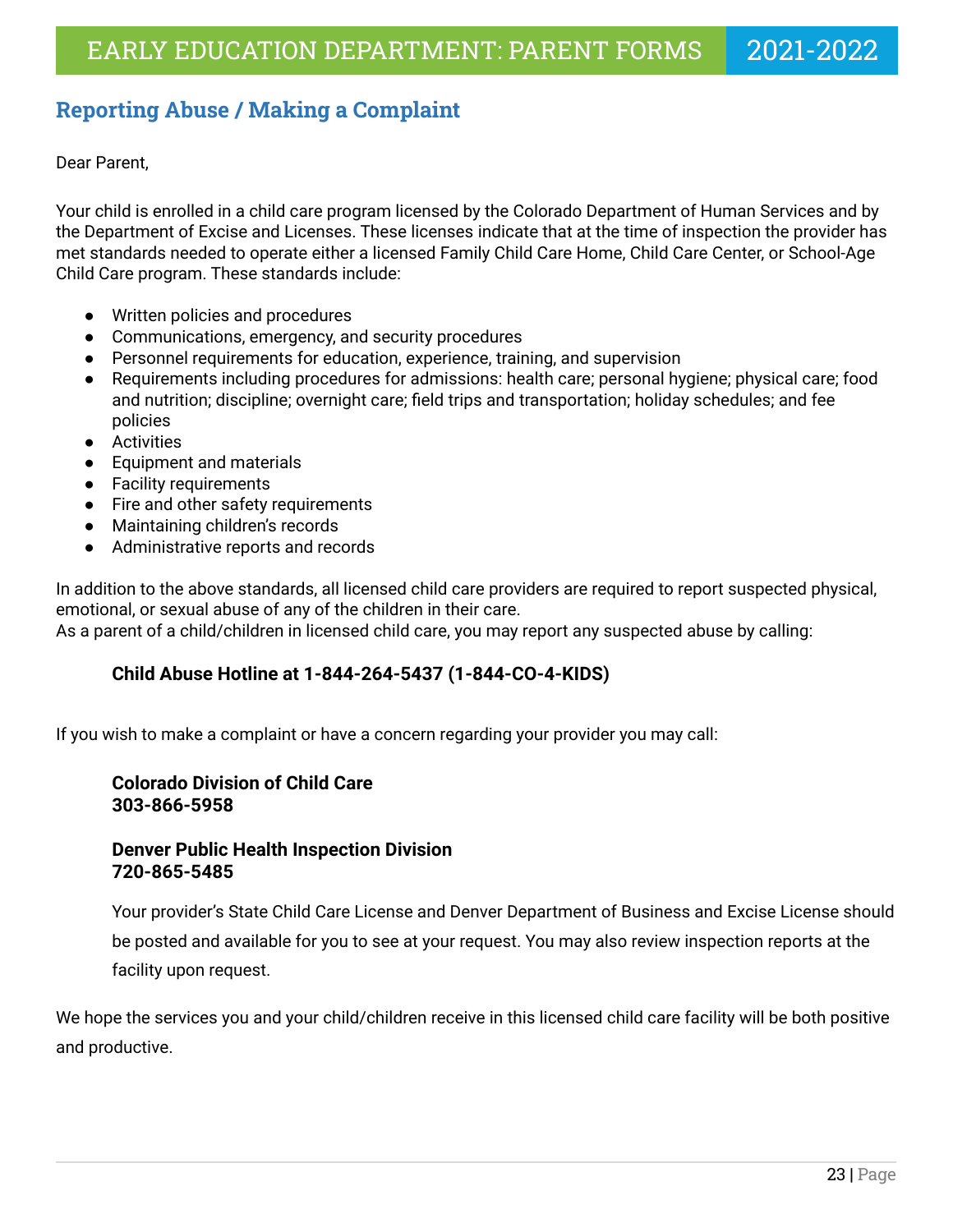## Reporting Abuse / Making a Complaint

Dear Parent,

Your child is enrolled in a child care program licensed by the Colorado Department of Human Services and by the Department of Excise and Licenses. These licenses indicate that at the time of inspection the provider has met standards needed to operate either a licensed Family Child Care Home, Child Care Center, or School-Age Child Care program. These standards include:

- Written policies and procedures
- Communications, emergency, and security procedures
- Personnel requirements for education, experience, training, and supervision
- Requirements including procedures for admissions: health care; personal hygiene; physical care; food and nutrition; discipline; overnight care; field trips and transportation; holiday schedules; and fee policies
- Activities
- Equipment and materials
- Facility requirements
- Fire and other safety requirements
- Maintaining children's records
- Administrative reports and records

In addition to the above standards, all licensed child care providers are required to report suspected physical, emotional, or sexual abuse of any of the children in their care.
As a parent of a child/children in licensed child care, you may report any suspected abuse by calling:

**Child Abuse Hotline at 1-844-264-5437 (1-844-CO-4-KIDS)**

If you wish to make a complaint or have a concern regarding your provider you may call:

**Colorado Division of Child Care**
**303-866-5958**

**Denver Public Health Inspection Division**
**720-865-5485**

Your provider's State Child Care License and Denver Department of Business and Excise License should be posted and available for you to see at your request. You may also review inspection reports at the facility upon request.

We hope the services you and your child/children receive in this licensed child care facility will be both positive and productive.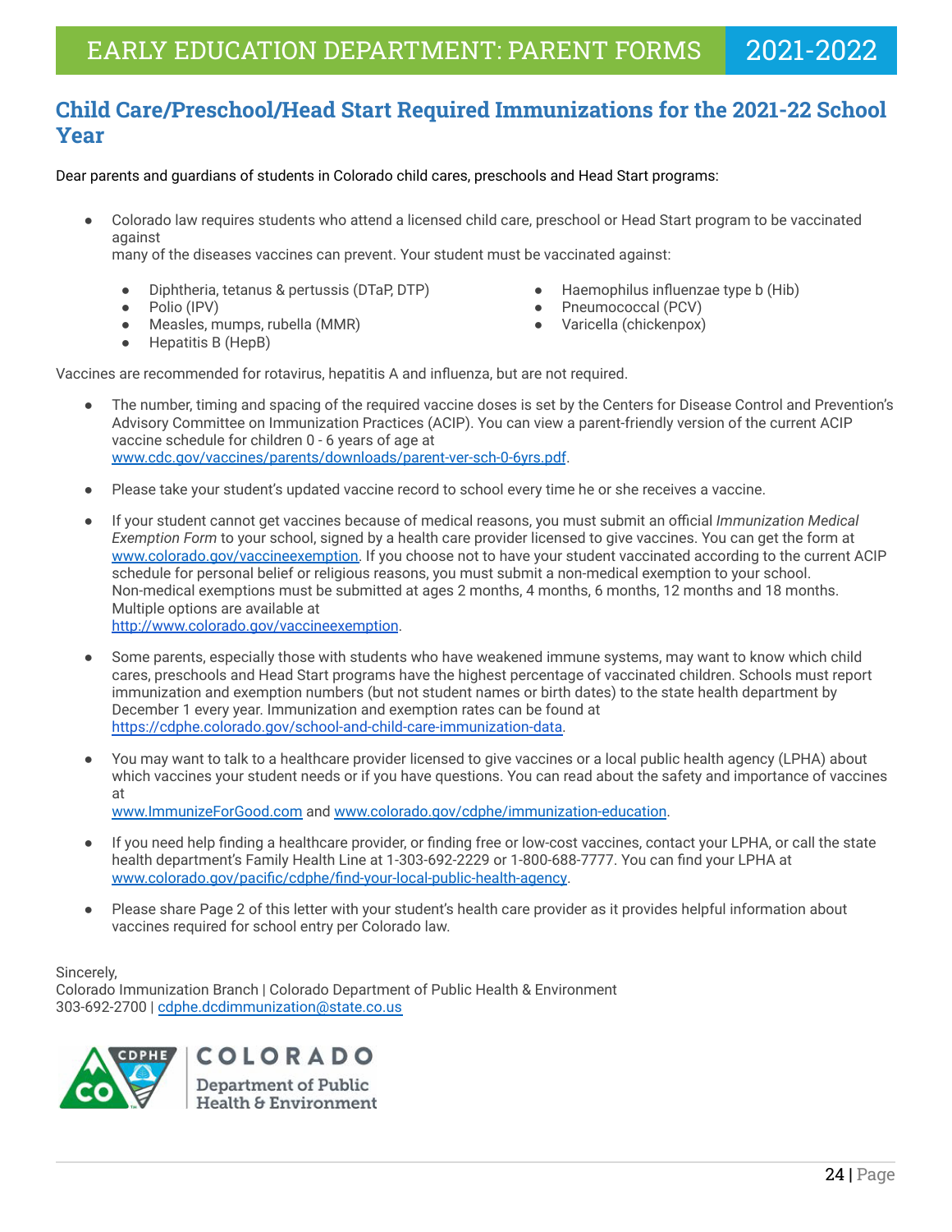# Child Care/Preschool/Head Start Required Immunizations for the 2021-22 School Year

Dear parents and guardians of students in Colorado child cares, preschools and Head Start programs:

- Colorado law requires students who attend a licensed child care, preschool or Head Start program to be vaccinated against many of the diseases vaccines can prevent. Your student must be vaccinated against:
  - Diphtheria, tetanus & pertussis (DTaP, DTP)
  - Polio (IPV)
  - Measles, mumps, rubella (MMR)
  - Hepatitis B (HepB)
  - Haemophilus influenzae type b (Hib)
  - Pneumococcal (PCV)
  - Varicella (chickenpox)

Vaccines are recommended for rotavirus, hepatitis A and influenza, but are not required.

- The number, timing and spacing of the required vaccine doses is set by the Centers for Disease Control and Prevention's Advisory Committee on Immunization Practices (ACIP). You can view a parent-friendly version of the current ACIP vaccine schedule for children 0 - 6 years of age at www.cdc.gov/vaccines/parents/downloads/parent-ver-sch-0-6yrs.pdf.

- Please take your student's updated vaccine record to school every time he or she receives a vaccine.

- If your student cannot get vaccines because of medical reasons, you must submit an official *Immunization Medical Exemption Form* to your school, signed by a health care provider licensed to give vaccines. You can get the form at www.colorado.gov/vaccineexemption. If you choose not to have your student vaccinated according to the current ACIP schedule for personal belief or religious reasons, you must submit a non-medical exemption to your school. Non-medical exemptions must be submitted at ages 2 months, 4 months, 6 months, 12 months and 18 months. Multiple options are available at http://www.colorado.gov/vaccineexemption.

- Some parents, especially those with students who have weakened immune systems, may want to know which child cares, preschools and Head Start programs have the highest percentage of vaccinated children. Schools must report immunization and exemption numbers (but not student names or birth dates) to the state health department by December 1 every year. Immunization and exemption rates can be found at https://cdphe.colorado.gov/school-and-child-care-immunization-data.

- You may want to talk to a healthcare provider licensed to give vaccines or a local public health agency (LPHA) about which vaccines your student needs or if you have questions. You can read about the safety and importance of vaccines at www.ImmunizeForGood.com and www.colorado.gov/cdphe/immunization-education.

- If you need help finding a healthcare provider, or finding free or low-cost vaccines, contact your LPHA, or call the state health department's Family Health Line at 1-303-692-2229 or 1-800-688-7777. You can find your LPHA at www.colorado.gov/pacific/cdphe/find-your-local-public-health-agency.

- Please share Page 2 of this letter with your student's health care provider as it provides helpful information about vaccines required for school entry per Colorado law.

Sincerely,
Colorado Immunization Branch | Colorado Department of Public Health & Environment
303-692-2700 | cdphe.dcdimmunization@state.co.us

COLORADO
Department of Public Health & Environment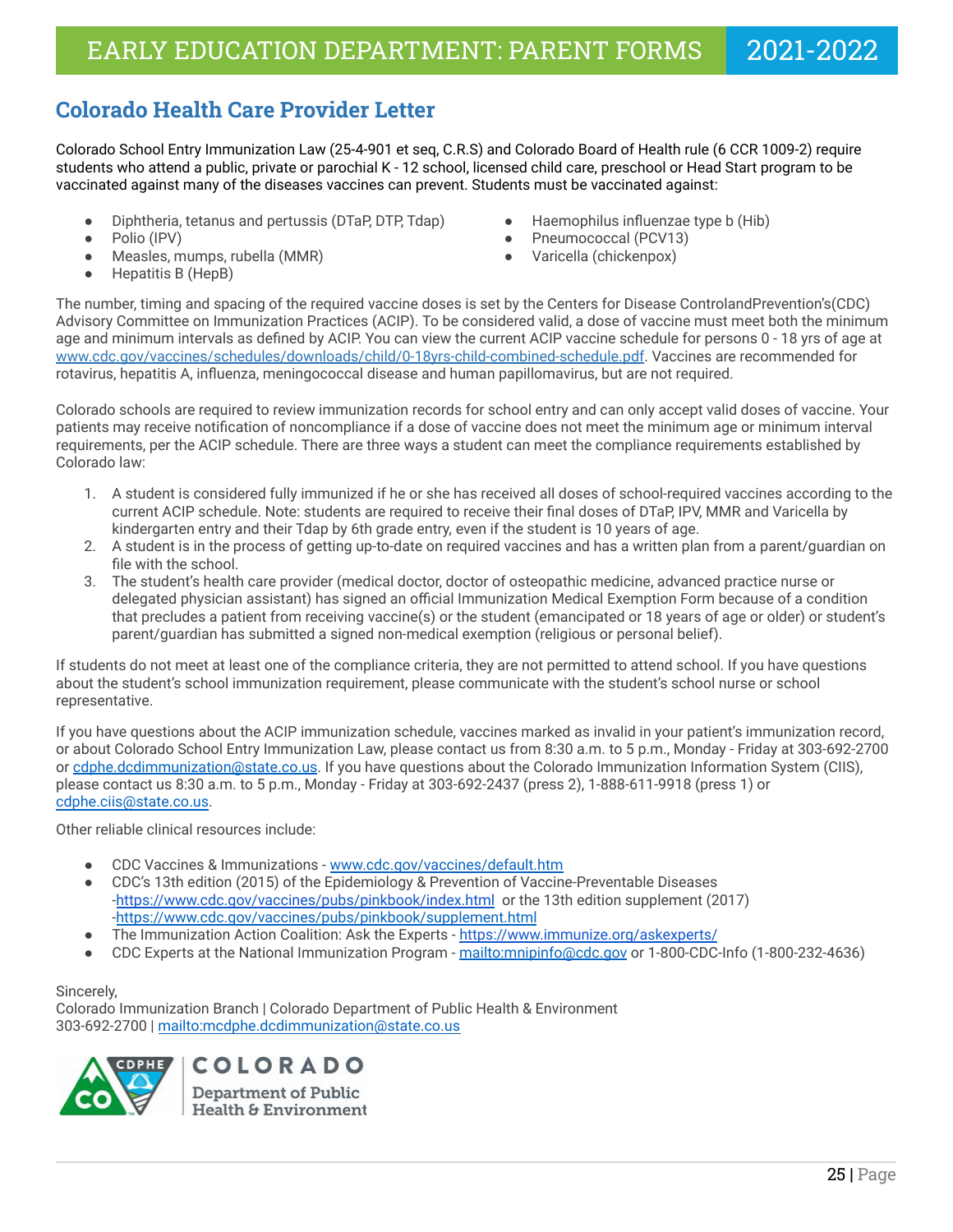## Colorado Health Care Provider Letter

Colorado School Entry Immunization Law (25-4-901 et seq, C.R.S) and Colorado Board of Health rule (6 CCR 1009-2) require students who attend a public, private or parochial K - 12 school, licensed child care, preschool or Head Start program to be vaccinated against many of the diseases vaccines can prevent. Students must be vaccinated against:

- Diphtheria, tetanus and pertussis (DTaP, DTP, Tdap)
- Polio (IPV)
- Measles, mumps, rubella (MMR)
- Hepatitis B (HepB)
- Haemophilus influenzae type b (Hib)
- Pneumococcal (PCV13)
- Varicella (chickenpox)

The number, timing and spacing of the required vaccine doses is set by the Centers for Disease ControlandPrevention's(CDC) Advisory Committee on Immunization Practices (ACIP). To be considered valid, a dose of vaccine must meet both the minimum age and minimum intervals as defined by ACIP. You can view the current ACIP vaccine schedule for persons 0 - 18 yrs of age at www.cdc.gov/vaccines/schedules/downloads/child/0-18yrs-child-combined-schedule.pdf. Vaccines are recommended for rotavirus, hepatitis A, influenza, meningococcal disease and human papillomavirus, but are not required.

Colorado schools are required to review immunization records for school entry and can only accept valid doses of vaccine. Your patients may receive notification of noncompliance if a dose of vaccine does not meet the minimum age or minimum interval requirements, per the ACIP schedule. There are three ways a student can meet the compliance requirements established by Colorado law:

1. A student is considered fully immunized if he or she has received all doses of school-required vaccines according to the current ACIP schedule. Note: students are required to receive their final doses of DTaP, IPV, MMR and Varicella by kindergarten entry and their Tdap by 6th grade entry, even if the student is 10 years of age.
2. A student is in the process of getting up-to-date on required vaccines and has a written plan from a parent/guardian on file with the school.
3. The student's health care provider (medical doctor, doctor of osteopathic medicine, advanced practice nurse or delegated physician assistant) has signed an official Immunization Medical Exemption Form because of a condition that precludes a patient from receiving vaccine(s) or the student (emancipated or 18 years of age or older) or student's parent/guardian has submitted a signed non-medical exemption (religious or personal belief).

If students do not meet at least one of the compliance criteria, they are not permitted to attend school. If you have questions about the student's school immunization requirement, please communicate with the student's school nurse or school representative.

If you have questions about the ACIP immunization schedule, vaccines marked as invalid in your patient's immunization record, or about Colorado School Entry Immunization Law, please contact us from 8:30 a.m. to 5 p.m., Monday - Friday at 303-692-2700 or cdphe.dcdimmunization@state.co.us. If you have questions about the Colorado Immunization Information System (CIIS), please contact us 8:30 a.m. to 5 p.m., Monday - Friday at 303-692-2437 (press 2), 1-888-611-9918 (press 1) or cdphe.ciis@state.co.us.

Other reliable clinical resources include:

- CDC Vaccines & Immunizations - www.cdc.gov/vaccines/default.htm
- CDC's 13th edition (2015) of the Epidemiology & Prevention of Vaccine-Preventable Diseases -https://www.cdc.gov/vaccines/pubs/pinkbook/index.html or the 13th edition supplement (2017) -https://www.cdc.gov/vaccines/pubs/pinkbook/supplement.html
- The Immunization Action Coalition: Ask the Experts - https://www.immunize.org/askexperts/
- CDC Experts at the National Immunization Program - mailto:mnipinfo@cdc.gov or 1-800-CDC-Info (1-800-232-4636)

Sincerely,
Colorado Immunization Branch | Colorado Department of Public Health & Environment
303-692-2700 | mailto:mcdphe.dcdimmunization@state.co.us

COLORADO
Department of Public Health & Environment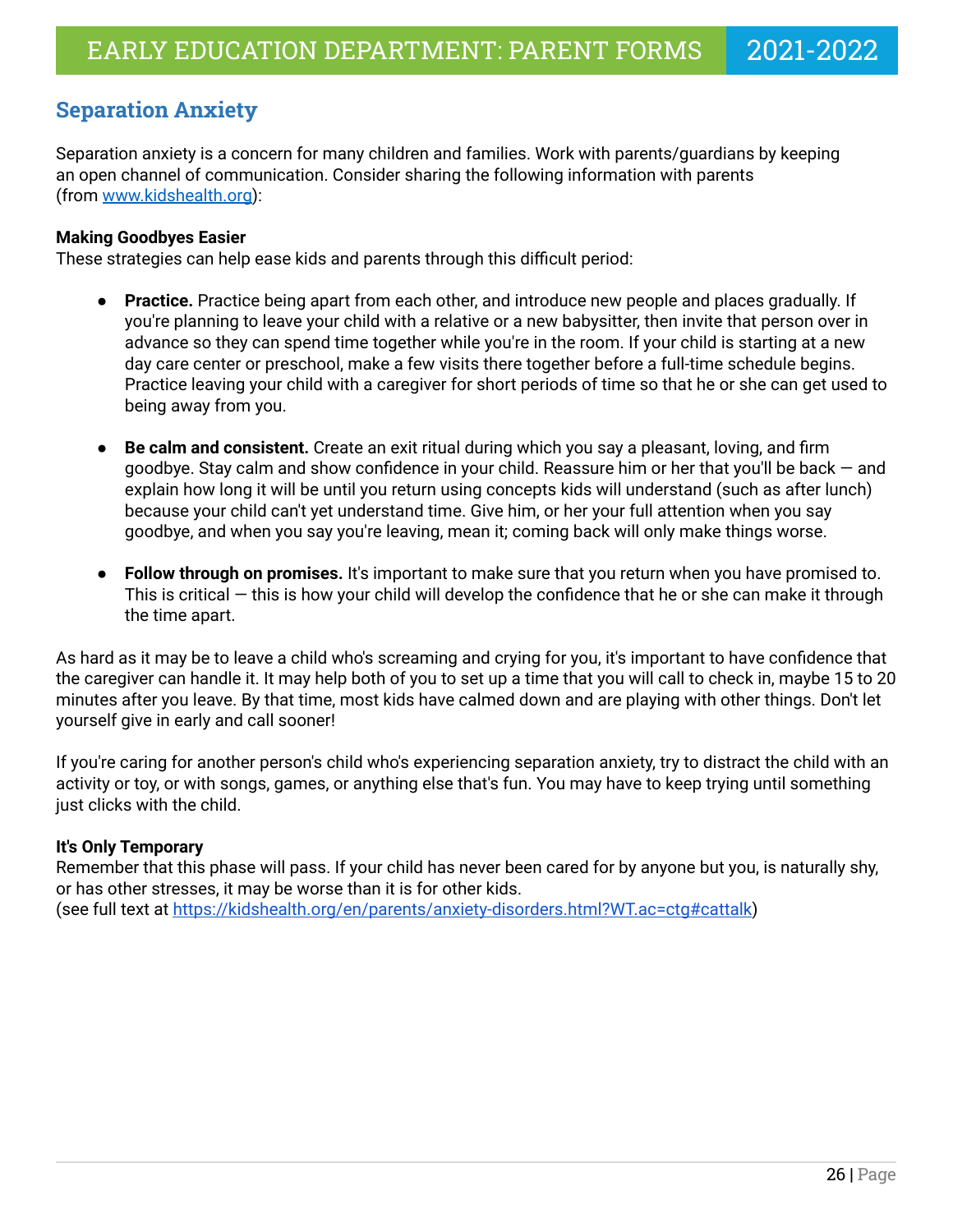## Separation Anxiety

Separation anxiety is a concern for many children and families. Work with parents/guardians by keeping an open channel of communication. Consider sharing the following information with parents (from [www.kidshealth.org](www.kidshealth.org)):

**Making Goodbyes Easier**
These strategies can help ease kids and parents through this difficult period:

- **Practice.** Practice being apart from each other, and introduce new people and places gradually. If you're planning to leave your child with a relative or a new babysitter, then invite that person over in advance so they can spend time together while you're in the room. If your child is starting at a new day care center or preschool, make a few visits there together before a full-time schedule begins. Practice leaving your child with a caregiver for short periods of time so that he or she can get used to being away from you.

- **Be calm and consistent.** Create an exit ritual during which you say a pleasant, loving, and firm goodbye. Stay calm and show confidence in your child. Reassure him or her that you'll be back — and explain how long it will be until you return using concepts kids will understand (such as after lunch) because your child can't yet understand time. Give him, or her your full attention when you say goodbye, and when you say you're leaving, mean it; coming back will only make things worse.

- **Follow through on promises.** It's important to make sure that you return when you have promised to. This is critical — this is how your child will develop the confidence that he or she can make it through the time apart.

As hard as it may be to leave a child who's screaming and crying for you, it's important to have confidence that the caregiver can handle it. It may help both of you to set up a time that you will call to check in, maybe 15 to 20 minutes after you leave. By that time, most kids have calmed down and are playing with other things. Don't let yourself give in early and call sooner!

If you're caring for another person's child who's experiencing separation anxiety, try to distract the child with an activity or toy, or with songs, games, or anything else that's fun. You may have to keep trying until something just clicks with the child.

**It's Only Temporary**
Remember that this phase will pass. If your child has never been cared for by anyone but you, is naturally shy, or has other stresses, it may be worse than it is for other kids.
(see full text at [https://kidshealth.org/en/parents/anxiety-disorders.html?WT.ac=ctg#cattalk](https://kidshealth.org/en/parents/anxiety-disorders.html?WT.ac=ctg#cattalk))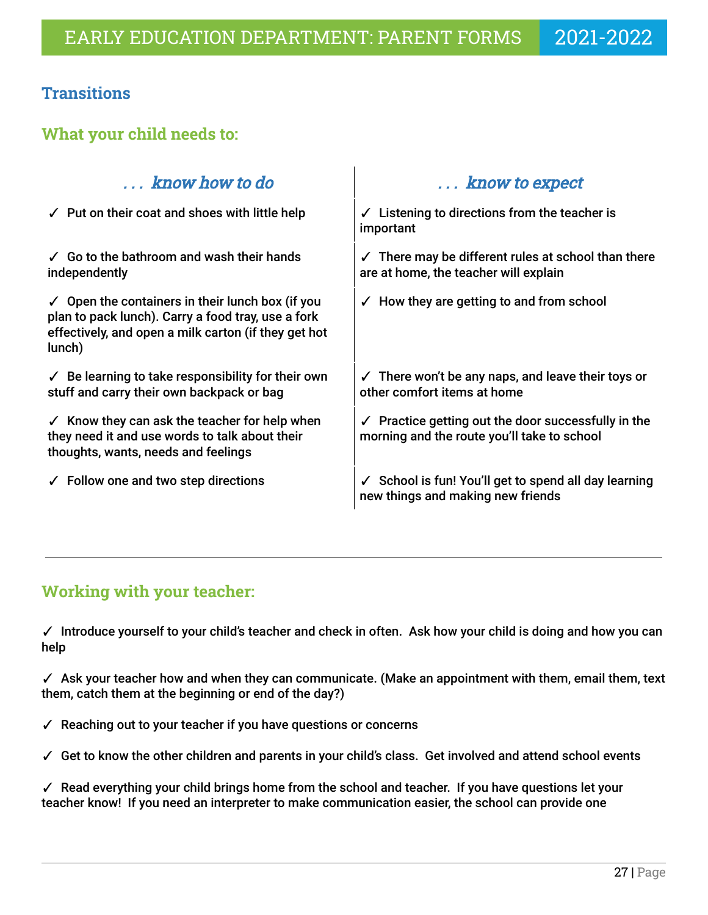## Transitions

### What your child needs to:

| *. . . know how to do* | *. . . know to expect* |
|---|---|
| ✓ Put on their coat and shoes with little help | ✓ Listening to directions from the teacher is important |
| ✓ Go to the bathroom and wash their hands independently | ✓ There may be different rules at school than there are at home, the teacher will explain |
| ✓ Open the containers in their lunch box (if you plan to pack lunch). Carry a food tray, use a fork effectively, and open a milk carton (if they get hot lunch) | ✓ How they are getting to and from school |
| ✓ Be learning to take responsibility for their own stuff and carry their own backpack or bag | ✓ There won't be any naps, and leave their toys or other comfort items at home |
| ✓ Know they can ask the teacher for help when they need it and use words to talk about their thoughts, wants, needs and feelings | ✓ Practice getting out the door successfully in the morning and the route you'll take to school |
| ✓ Follow one and two step directions | ✓ School is fun! You'll get to spend all day learning new things and making new friends |

---

### Working with your teacher:

✓ Introduce yourself to your child's teacher and check in often. Ask how your child is doing and how you can help

✓ Ask your teacher how and when they can communicate. (Make an appointment with them, email them, text them, catch them at the beginning or end of the day?)

✓ Reaching out to your teacher if you have questions or concerns

✓ Get to know the other children and parents in your child's class. Get involved and attend school events

✓ Read everything your child brings home from the school and teacher. If you have questions let your teacher know! If you need an interpreter to make communication easier, the school can provide one